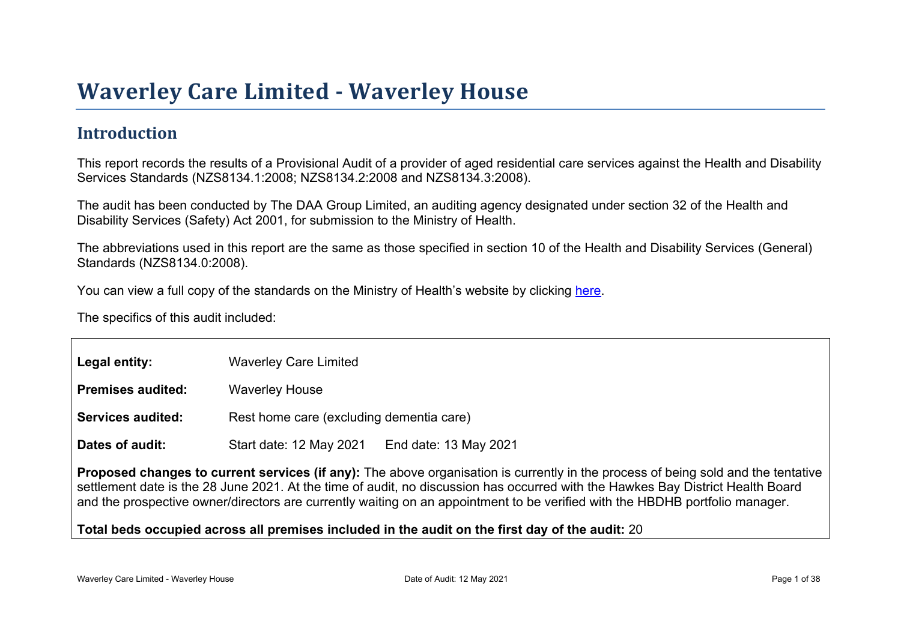# Waverley Care Limited - Waverley House

## Introduction

This report records the results of a Provisional Audit of a provider of aged residential care services against the Health and Disability Services Standards (NZS8134.1:2008; NZS8134.2:2008 and NZS8134.3:2008).

The audit has been conducted by The DAA Group Limited, an auditing agency designated under section 32 of the Health and Disability Services (Safety) Act 2001, for submission to the Ministry of Health.

The abbreviations used in this report are the same as those specified in section 10 of the Health and Disability Services (General) Standards (NZS8134.0:2008).

You can view a full copy of the standards on the Ministry of Health's website by clicking here.

The specifics of this audit included:

**Legal entity:** Waverley Care Limited

**Premises audited:** Waverley House

**Services audited:** Rest home care (excluding dementia care)

**Dates of audit:** Start date: 12 May 2021 End date: 13 May 2021

**Proposed changes to current services (if any):** The above organisation is currently in the process of being sold and the tentative settlement date is the 28 June 2021. At the time of audit, no discussion has occurred with the Hawkes Bay District Health Board and the prospective owner/directors are currently waiting on an appointment to be verified with the HBDHB portfolio manager.

**Total beds occupied across all premises included in the audit on the first day of the audit:** 20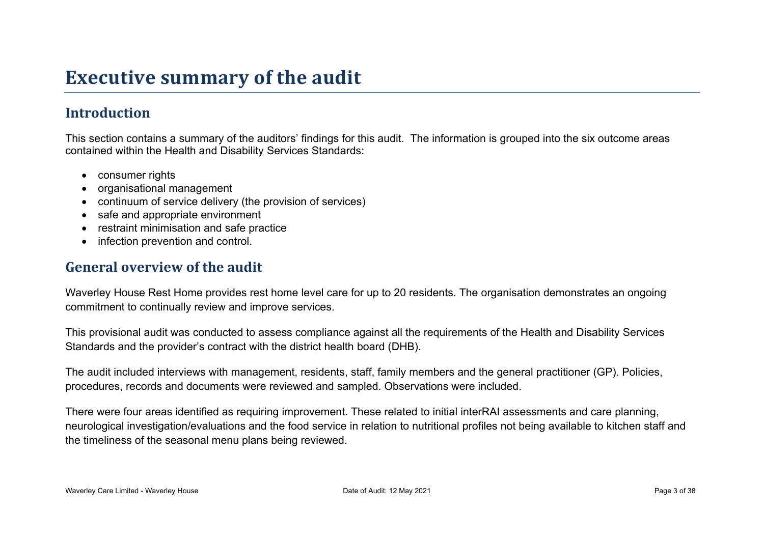# Executive summary of the audit

## Introduction

This section contains a summary of the auditors' findings for this audit. The information is grouped into the six outcome areas contained within the Health and Disability Services Standards:

- consumer rights
- organisational management
- continuum of service delivery (the provision of services)
- safe and appropriate environment
- restraint minimisation and safe practice
- infection prevention and control.

## General overview of the audit

Waverley House Rest Home provides rest home level care for up to 20 residents. The organisation demonstrates an ongoing commitment to continually review and improve services.

This provisional audit was conducted to assess compliance against all the requirements of the Health and Disability Services Standards and the provider's contract with the district health board (DHB).

The audit included interviews with management, residents, staff, family members and the general practitioner (GP). Policies, procedures, records and documents were reviewed and sampled. Observations were included.

There were four areas identified as requiring improvement. These related to initial interRAI assessments and care planning, neurological investigation/evaluations and the food service in relation to nutritional profiles not being available to kitchen staff and the timeliness of the seasonal menu plans being reviewed.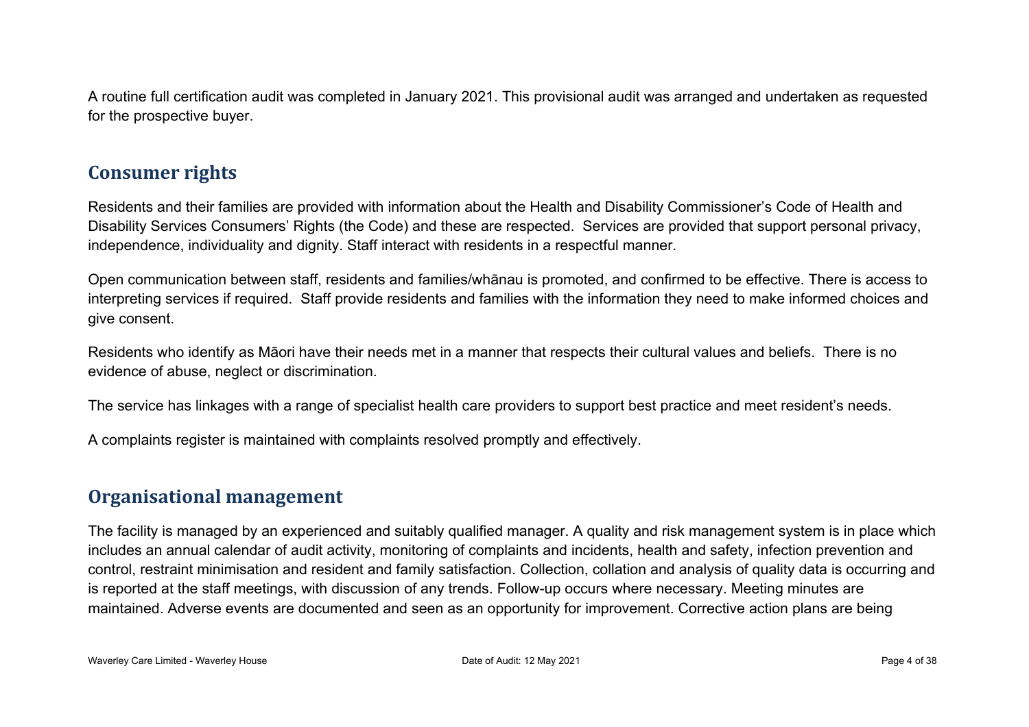A routine full certification audit was completed in January 2021. This provisional audit was arranged and undertaken as requested for the prospective buyer.

## Consumer rights

Residents and their families are provided with information about the Health and Disability Commissioner's Code of Health and Disability Services Consumers' Rights (the Code) and these are respected. Services are provided that support personal privacy, independence, individuality and dignity. Staff interact with residents in a respectful manner.

Open communication between staff, residents and families/whānau is promoted, and confirmed to be effective. There is access to interpreting services if required. Staff provide residents and families with the information they need to make informed choices and give consent.

Residents who identify as Māori have their needs met in a manner that respects their cultural values and beliefs. There is no evidence of abuse, neglect or discrimination.

The service has linkages with a range of specialist health care providers to support best practice and meet resident's needs.

A complaints register is maintained with complaints resolved promptly and effectively.

## Organisational management

The facility is managed by an experienced and suitably qualified manager. A quality and risk management system is in place which includes an annual calendar of audit activity, monitoring of complaints and incidents, health and safety, infection prevention and control, restraint minimisation and resident and family satisfaction. Collection, collation and analysis of quality data is occurring and is reported at the staff meetings, with discussion of any trends. Follow-up occurs where necessary. Meeting minutes are maintained. Adverse events are documented and seen as an opportunity for improvement. Corrective action plans are being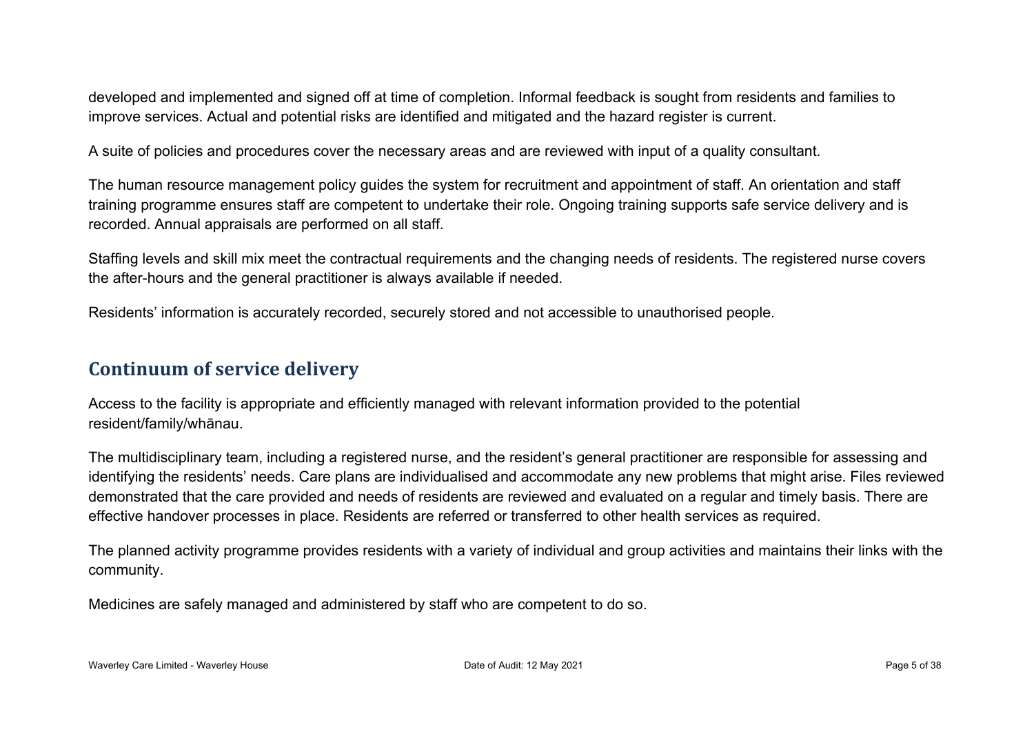developed and implemented and signed off at time of completion. Informal feedback is sought from residents and families to improve services. Actual and potential risks are identified and mitigated and the hazard register is current.

A suite of policies and procedures cover the necessary areas and are reviewed with input of a quality consultant.

The human resource management policy guides the system for recruitment and appointment of staff. An orientation and staff training programme ensures staff are competent to undertake their role. Ongoing training supports safe service delivery and is recorded. Annual appraisals are performed on all staff.

Staffing levels and skill mix meet the contractual requirements and the changing needs of residents. The registered nurse covers the after-hours and the general practitioner is always available if needed.

Residents' information is accurately recorded, securely stored and not accessible to unauthorised people.

## Continuum of service delivery

Access to the facility is appropriate and efficiently managed with relevant information provided to the potential resident/family/whānau.

The multidisciplinary team, including a registered nurse, and the resident's general practitioner are responsible for assessing and identifying the residents' needs. Care plans are individualised and accommodate any new problems that might arise. Files reviewed demonstrated that the care provided and needs of residents are reviewed and evaluated on a regular and timely basis. There are effective handover processes in place. Residents are referred or transferred to other health services as required.

The planned activity programme provides residents with a variety of individual and group activities and maintains their links with the community.

Medicines are safely managed and administered by staff who are competent to do so.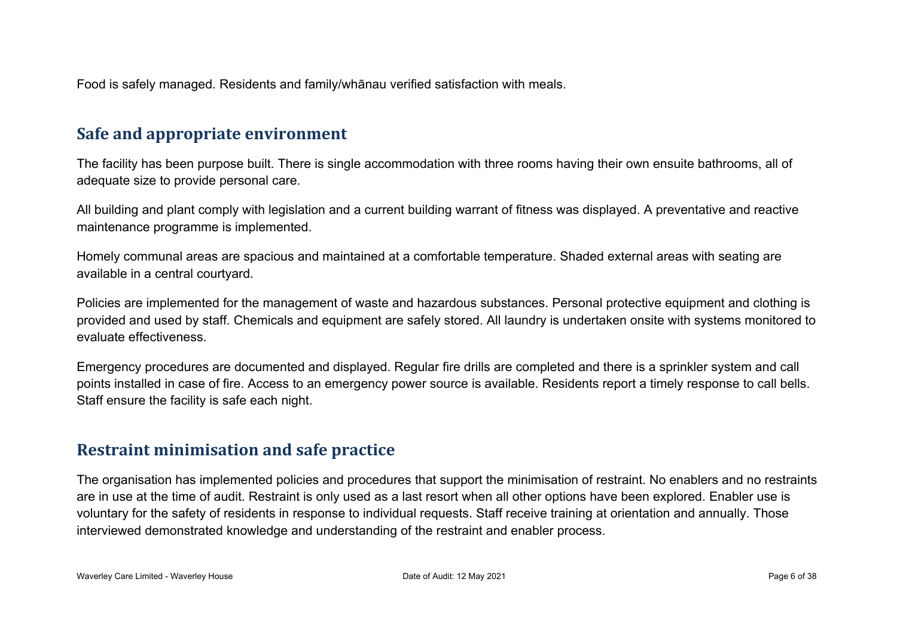Food is safely managed. Residents and family/whānau verified satisfaction with meals.

## Safe and appropriate environment

The facility has been purpose built. There is single accommodation with three rooms having their own ensuite bathrooms, all of adequate size to provide personal care.

All building and plant comply with legislation and a current building warrant of fitness was displayed. A preventative and reactive maintenance programme is implemented.

Homely communal areas are spacious and maintained at a comfortable temperature. Shaded external areas with seating are available in a central courtyard.

Policies are implemented for the management of waste and hazardous substances. Personal protective equipment and clothing is provided and used by staff. Chemicals and equipment are safely stored. All laundry is undertaken onsite with systems monitored to evaluate effectiveness.

Emergency procedures are documented and displayed. Regular fire drills are completed and there is a sprinkler system and call points installed in case of fire. Access to an emergency power source is available. Residents report a timely response to call bells. Staff ensure the facility is safe each night.

## Restraint minimisation and safe practice

The organisation has implemented policies and procedures that support the minimisation of restraint. No enablers and no restraints are in use at the time of audit. Restraint is only used as a last resort when all other options have been explored. Enabler use is voluntary for the safety of residents in response to individual requests. Staff receive training at orientation and annually. Those interviewed demonstrated knowledge and understanding of the restraint and enabler process.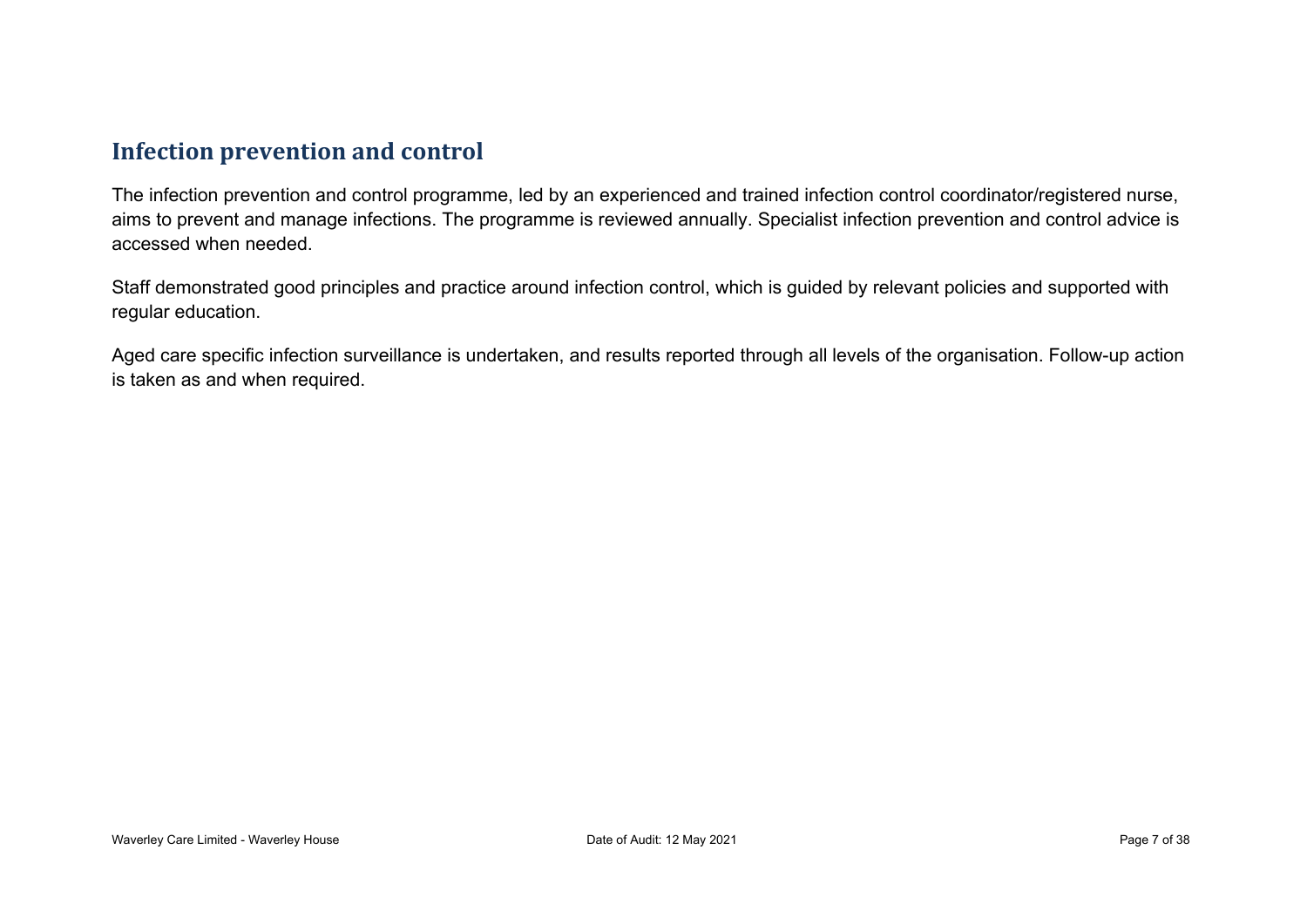## Infection prevention and control

The infection prevention and control programme, led by an experienced and trained infection control coordinator/registered nurse, aims to prevent and manage infections. The programme is reviewed annually. Specialist infection prevention and control advice is accessed when needed.

Staff demonstrated good principles and practice around infection control, which is guided by relevant policies and supported with regular education.

Aged care specific infection surveillance is undertaken, and results reported through all levels of the organisation. Follow-up action is taken as and when required.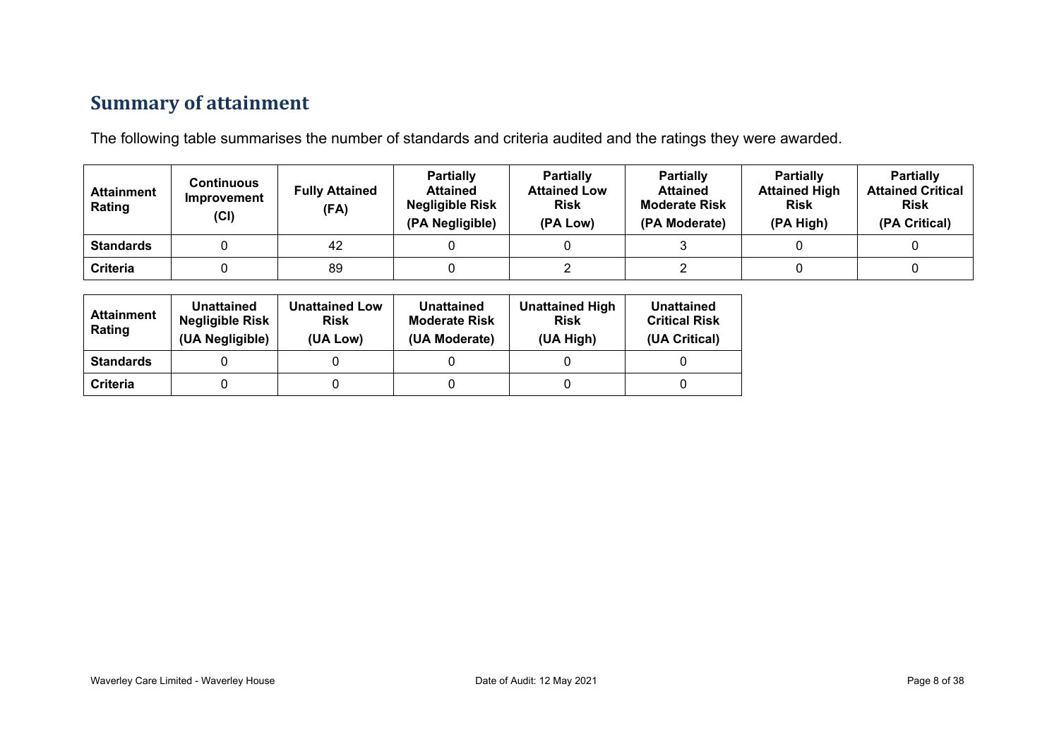## Summary of attainment

The following table summarises the number of standards and criteria audited and the ratings they were awarded.

| Attainment Rating | Continuous Improvement (CI) | Fully Attained (FA) | Partially Attained Negligible Risk (PA Negligible) | Partially Attained Low Risk (PA Low) | Partially Attained Moderate Risk (PA Moderate) | Partially Attained High Risk (PA High) | Partially Attained Critical Risk (PA Critical) |
|---|---|---|---|---|---|---|---|
| **Standards** | 0 | 42 | 0 | 0 | 3 | 0 | 0 |
| **Criteria** | 0 | 89 | 0 | 2 | 2 | 0 | 0 |

| Attainment Rating | Unattained Negligible Risk (UA Negligible) | Unattained Low Risk (UA Low) | Unattained Moderate Risk (UA Moderate) | Unattained High Risk (UA High) | Unattained Critical Risk (UA Critical) |
|---|---|---|---|---|---|
| **Standards** | 0 | 0 | 0 | 0 | 0 |
| **Criteria** | 0 | 0 | 0 | 0 | 0 |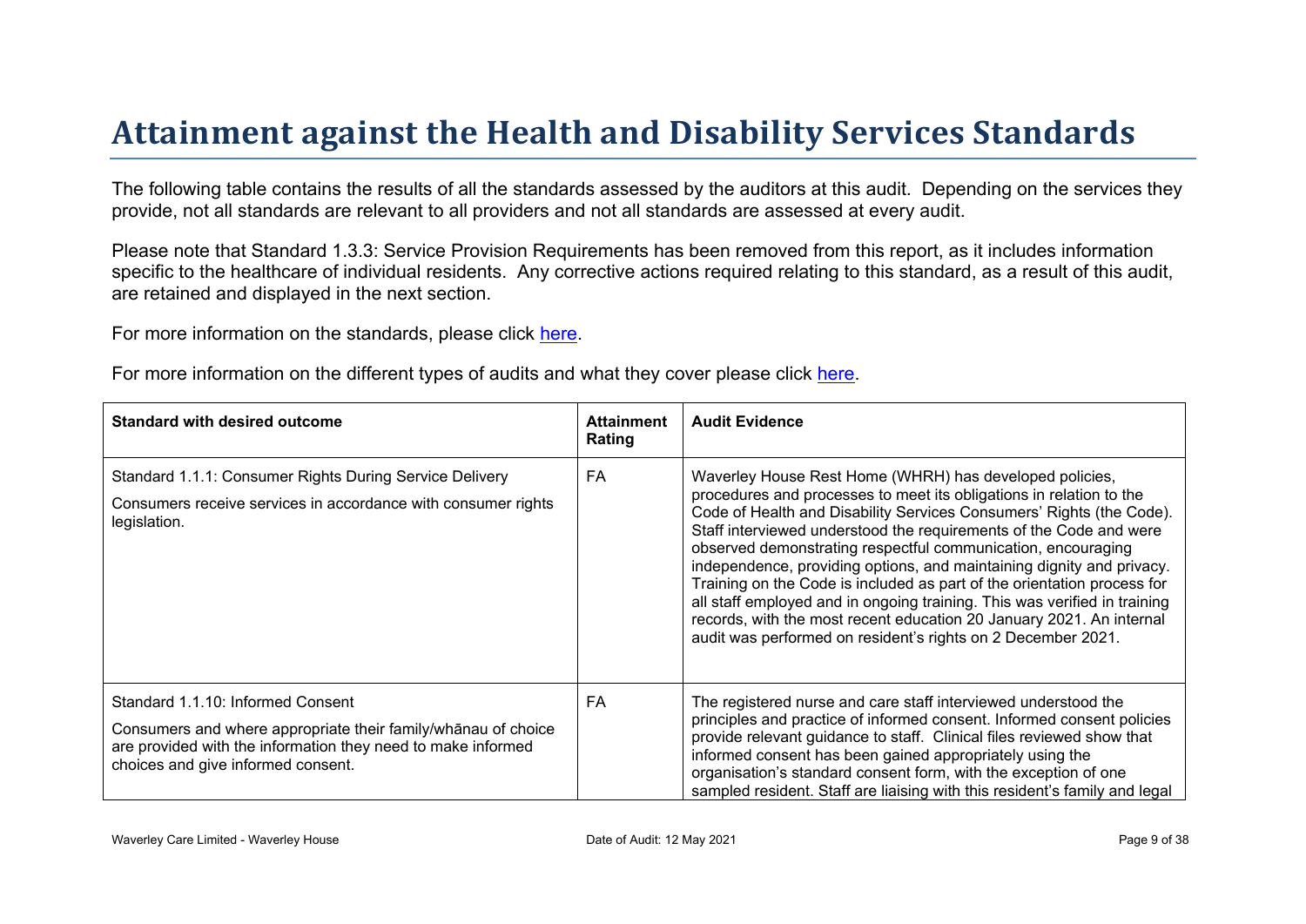# Attainment against the Health and Disability Services Standards

The following table contains the results of all the standards assessed by the auditors at this audit. Depending on the services they provide, not all standards are relevant to all providers and not all standards are assessed at every audit.

Please note that Standard 1.3.3: Service Provision Requirements has been removed from this report, as it includes information specific to the healthcare of individual residents. Any corrective actions required relating to this standard, as a result of this audit, are retained and displayed in the next section.

For more information on the standards, please click here.

For more information on the different types of audits and what they cover please click here.

| Standard with desired outcome | Attainment Rating | Audit Evidence |
|---|---|---|
| Standard 1.1.1: Consumer Rights During Service Delivery<br><br>Consumers receive services in accordance with consumer rights legislation. | FA | Waverley House Rest Home (WHRH) has developed policies, procedures and processes to meet its obligations in relation to the Code of Health and Disability Services Consumers' Rights (the Code). Staff interviewed understood the requirements of the Code and were observed demonstrating respectful communication, encouraging independence, providing options, and maintaining dignity and privacy. Training on the Code is included as part of the orientation process for all staff employed and in ongoing training. This was verified in training records, with the most recent education 20 January 2021. An internal audit was performed on resident's rights on 2 December 2021. |
| Standard 1.1.10: Informed Consent<br><br>Consumers and where appropriate their family/whānau of choice are provided with the information they need to make informed choices and give informed consent. | FA | The registered nurse and care staff interviewed understood the principles and practice of informed consent. Informed consent policies provide relevant guidance to staff. Clinical files reviewed show that informed consent has been gained appropriately using the organisation's standard consent form, with the exception of one sampled resident. Staff are liaising with this resident's family and legal |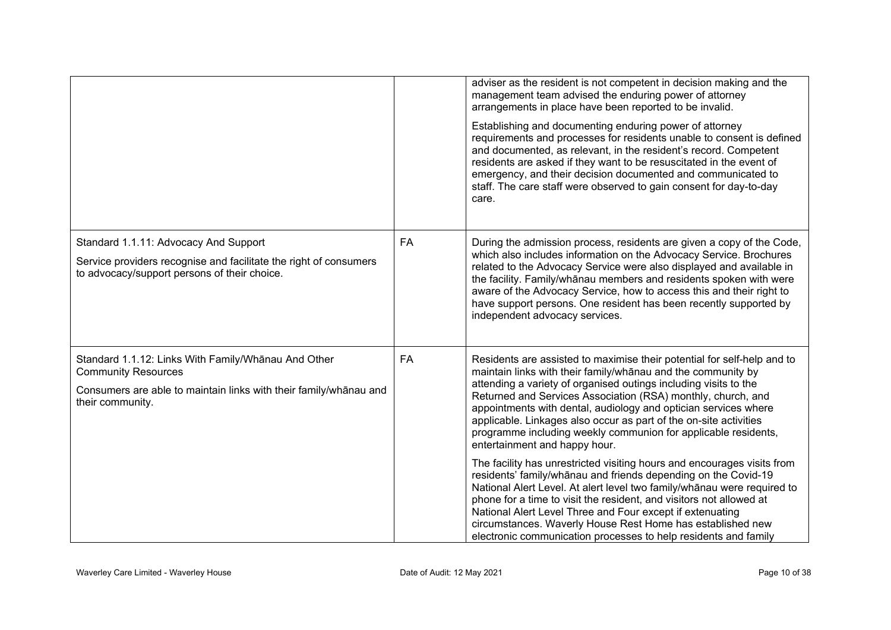| | | |
|---|---|---|
| | | adviser as the resident is not competent in decision making and the management team advised the enduring power of attorney arrangements in place have been reported to be invalid.<br><br>Establishing and documenting enduring power of attorney requirements and processes for residents unable to consent is defined and documented, as relevant, in the resident's record. Competent residents are asked if they want to be resuscitated in the event of emergency, and their decision documented and communicated to staff. The care staff were observed to gain consent for day-to-day care. |
| Standard 1.1.11: Advocacy And Support<br><br>Service providers recognise and facilitate the right of consumers to advocacy/support persons of their choice. | FA | During the admission process, residents are given a copy of the Code, which also includes information on the Advocacy Service. Brochures related to the Advocacy Service were also displayed and available in the facility. Family/whānau members and residents spoken with were aware of the Advocacy Service, how to access this and their right to have support persons. One resident has been recently supported by independent advocacy services. |
| Standard 1.1.12: Links With Family/Whānau And Other Community Resources<br><br>Consumers are able to maintain links with their family/whānau and their community. | FA | Residents are assisted to maximise their potential for self-help and to maintain links with their family/whānau and the community by attending a variety of organised outings including visits to the Returned and Services Association (RSA) monthly, church, and appointments with dental, audiology and optician services where applicable. Linkages also occur as part of the on-site activities programme including weekly communion for applicable residents, entertainment and happy hour.<br><br>The facility has unrestricted visiting hours and encourages visits from residents' family/whānau and friends depending on the Covid-19 National Alert Level. At alert level two family/whānau were required to phone for a time to visit the resident, and visitors not allowed at National Alert Level Three and Four except if extenuating circumstances. Waverly House Rest Home has established new electronic communication processes to help residents and family |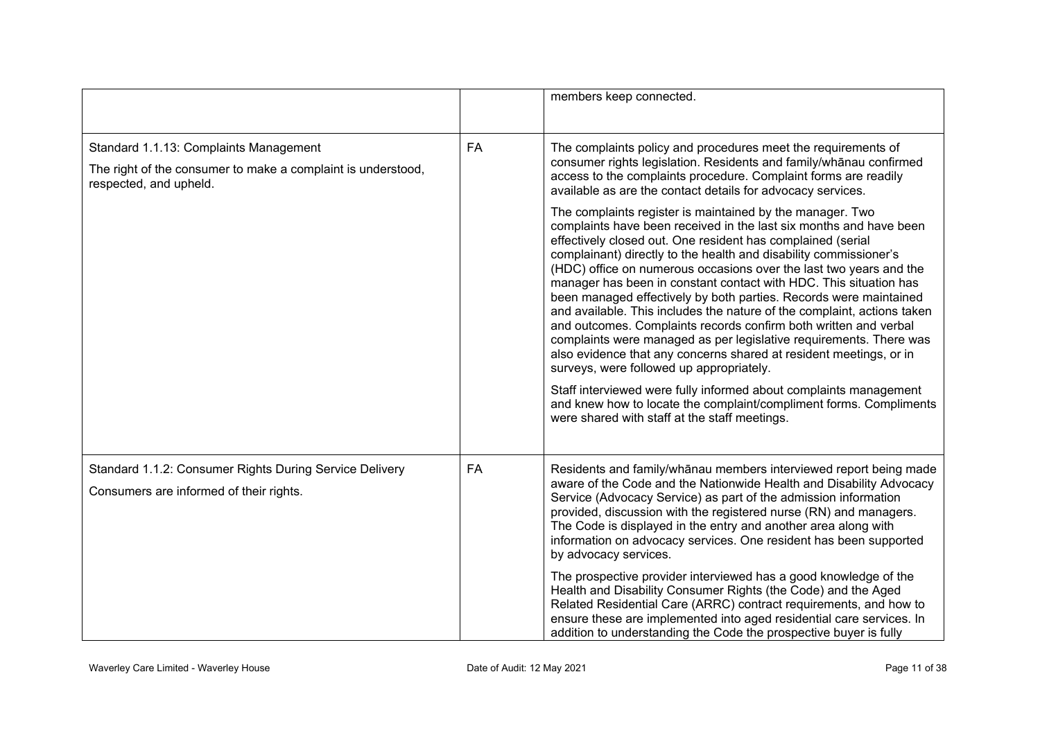|  |  | members keep connected. |
|---|---|---|
| Standard 1.1.13: Complaints Management<br><br>The right of the consumer to make a complaint is understood, respected, and upheld. | FA | The complaints policy and procedures meet the requirements of consumer rights legislation. Residents and family/whānau confirmed access to the complaints procedure. Complaint forms are readily available as are the contact details for advocacy services.<br><br>The complaints register is maintained by the manager. Two complaints have been received in the last six months and have been effectively closed out. One resident has complained (serial complainant) directly to the health and disability commissioner's (HDC) office on numerous occasions over the last two years and the manager has been in constant contact with HDC. This situation has been managed effectively by both parties. Records were maintained and available. This includes the nature of the complaint, actions taken and outcomes. Complaints records confirm both written and verbal complaints were managed as per legislative requirements. There was also evidence that any concerns shared at resident meetings, or in surveys, were followed up appropriately.<br><br>Staff interviewed were fully informed about complaints management and knew how to locate the complaint/compliment forms. Compliments were shared with staff at the staff meetings. |
| Standard 1.1.2: Consumer Rights During Service Delivery<br><br>Consumers are informed of their rights. | FA | Residents and family/whānau members interviewed report being made aware of the Code and the Nationwide Health and Disability Advocacy Service (Advocacy Service) as part of the admission information provided, discussion with the registered nurse (RN) and managers. The Code is displayed in the entry and another area along with information on advocacy services. One resident has been supported by advocacy services.<br><br>The prospective provider interviewed has a good knowledge of the Health and Disability Consumer Rights (the Code) and the Aged Related Residential Care (ARRC) contract requirements, and how to ensure these are implemented into aged residential care services. In addition to understanding the Code the prospective buyer is fully |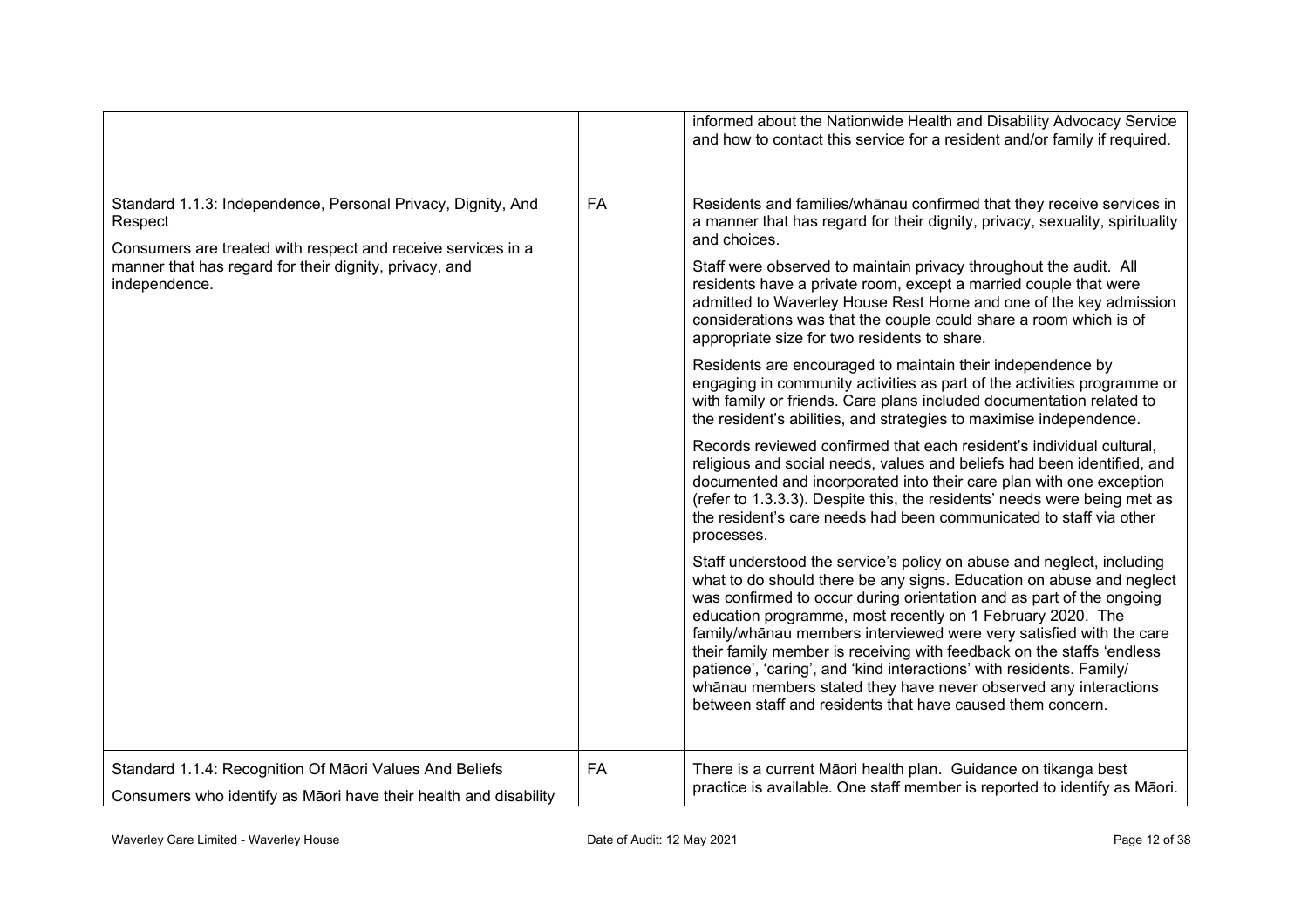| | | |
|---|---|---|
| | | informed about the Nationwide Health and Disability Advocacy Service and how to contact this service for a resident and/or family if required. |
| Standard 1.1.3: Independence, Personal Privacy, Dignity, And Respect<br><br>Consumers are treated with respect and receive services in a manner that has regard for their dignity, privacy, and independence. | FA | Residents and families/whānau confirmed that they receive services in a manner that has regard for their dignity, privacy, sexuality, spirituality and choices.<br><br>Staff were observed to maintain privacy throughout the audit. All residents have a private room, except a married couple that were admitted to Waverley House Rest Home and one of the key admission considerations was that the couple could share a room which is of appropriate size for two residents to share.<br><br>Residents are encouraged to maintain their independence by engaging in community activities as part of the activities programme or with family or friends. Care plans included documentation related to the resident's abilities, and strategies to maximise independence.<br><br>Records reviewed confirmed that each resident's individual cultural, religious and social needs, values and beliefs had been identified, and documented and incorporated into their care plan with one exception (refer to 1.3.3.3). Despite this, the residents' needs were being met as the resident's care needs had been communicated to staff via other processes.<br><br>Staff understood the service's policy on abuse and neglect, including what to do should there be any signs. Education on abuse and neglect was confirmed to occur during orientation and as part of the ongoing education programme, most recently on 1 February 2020. The family/whānau members interviewed were very satisfied with the care their family member is receiving with feedback on the staffs 'endless patience', 'caring', and 'kind interactions' with residents. Family/ whānau members stated they have never observed any interactions between staff and residents that have caused them concern. |
| Standard 1.1.4: Recognition Of Māori Values And Beliefs<br><br>Consumers who identify as Māori have their health and disability | FA | There is a current Māori health plan. Guidance on tikanga best practice is available. One staff member is reported to identify as Māori. |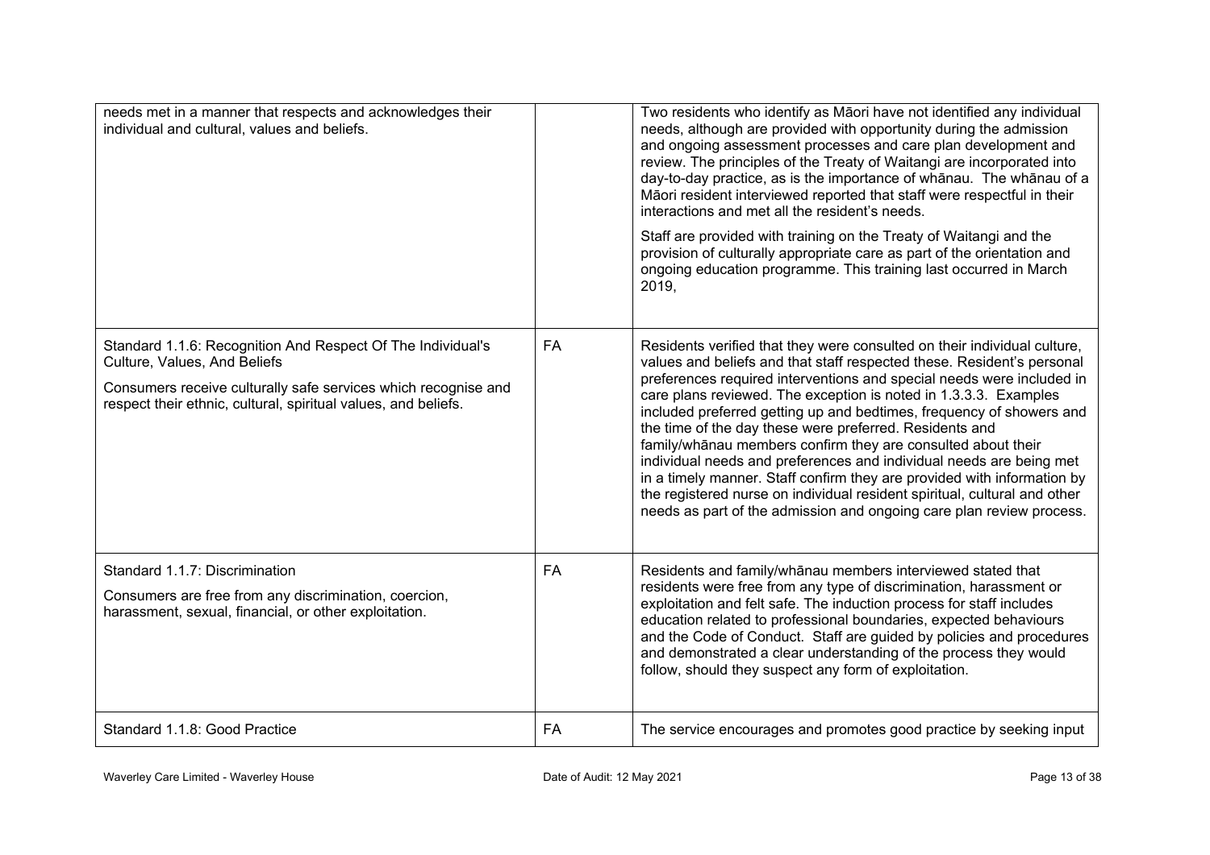| | | |
|---|---|---|
| needs met in a manner that respects and acknowledges their individual and cultural, values and beliefs. | | Two residents who identify as Māori have not identified any individual needs, although are provided with opportunity during the admission and ongoing assessment processes and care plan development and review. The principles of the Treaty of Waitangi are incorporated into day-to-day practice, as is the importance of whānau. The whānau of a Māori resident interviewed reported that staff were respectful in their interactions and met all the resident's needs.<br><br>Staff are provided with training on the Treaty of Waitangi and the provision of culturally appropriate care as part of the orientation and ongoing education programme. This training last occurred in March 2019, |
| Standard 1.1.6: Recognition And Respect Of The Individual's Culture, Values, And Beliefs<br><br>Consumers receive culturally safe services which recognise and respect their ethnic, cultural, spiritual values, and beliefs. | FA | Residents verified that they were consulted on their individual culture, values and beliefs and that staff respected these. Resident's personal preferences required interventions and special needs were included in care plans reviewed. The exception is noted in 1.3.3.3. Examples included preferred getting up and bedtimes, frequency of showers and the time of the day these were preferred. Residents and family/whānau members confirm they are consulted about their individual needs and preferences and individual needs are being met in a timely manner. Staff confirm they are provided with information by the registered nurse on individual resident spiritual, cultural and other needs as part of the admission and ongoing care plan review process. |
| Standard 1.1.7: Discrimination<br><br>Consumers are free from any discrimination, coercion, harassment, sexual, financial, or other exploitation. | FA | Residents and family/whānau members interviewed stated that residents were free from any type of discrimination, harassment or exploitation and felt safe. The induction process for staff includes education related to professional boundaries, expected behaviours and the Code of Conduct. Staff are guided by policies and procedures and demonstrated a clear understanding of the process they would follow, should they suspect any form of exploitation. |
| Standard 1.1.8: Good Practice | FA | The service encourages and promotes good practice by seeking input |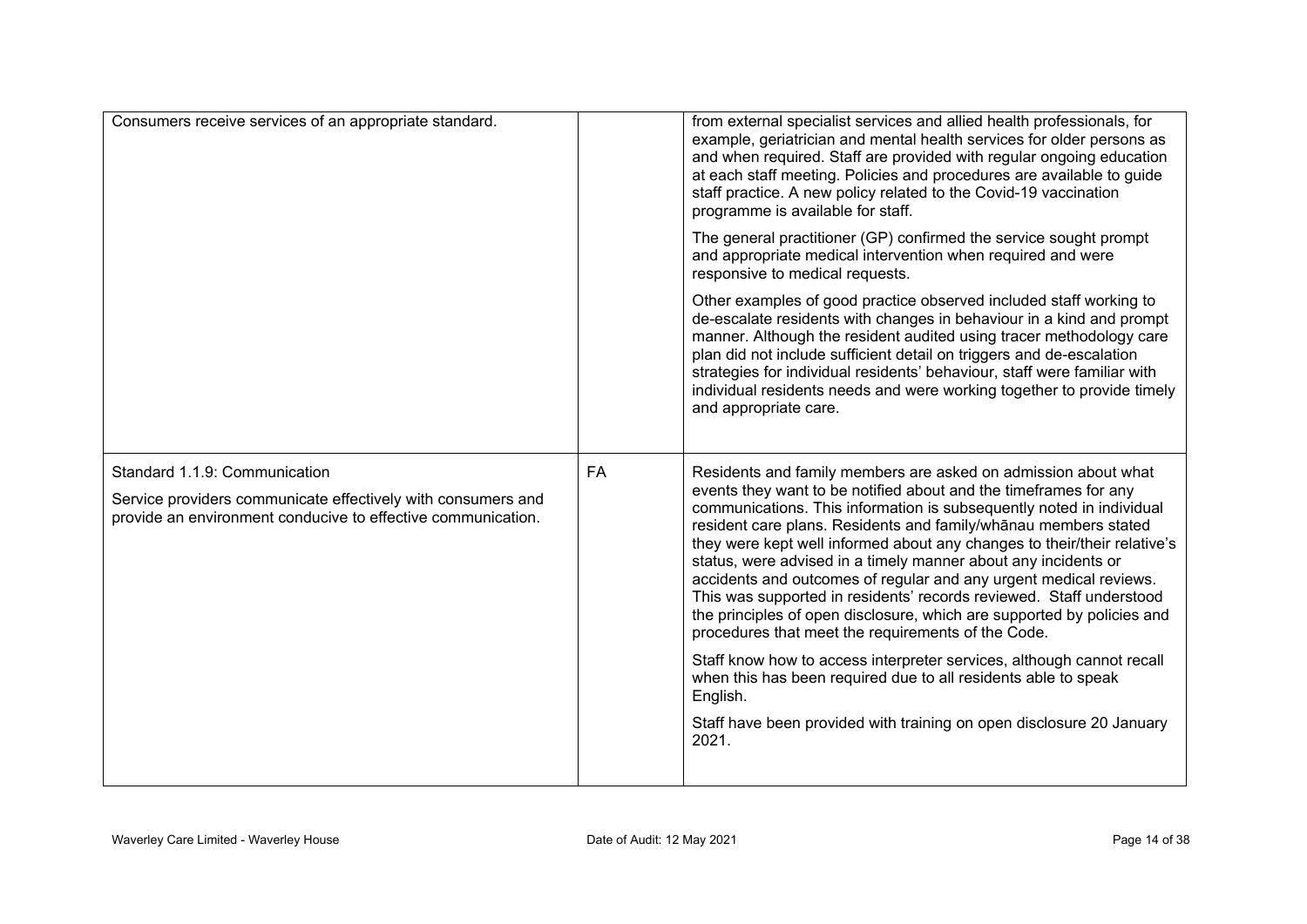| | | |
|---|---|---|
| Consumers receive services of an appropriate standard. | | from external specialist services and allied health professionals, for example, geriatrician and mental health services for older persons as and when required. Staff are provided with regular ongoing education at each staff meeting. Policies and procedures are available to guide staff practice. A new policy related to the Covid-19 vaccination programme is available for staff.<br><br>The general practitioner (GP) confirmed the service sought prompt and appropriate medical intervention when required and were responsive to medical requests.<br><br>Other examples of good practice observed included staff working to de-escalate residents with changes in behaviour in a kind and prompt manner. Although the resident audited using tracer methodology care plan did not include sufficient detail on triggers and de-escalation strategies for individual residents' behaviour, staff were familiar with individual residents needs and were working together to provide timely and appropriate care. |
| Standard 1.1.9: Communication<br><br>Service providers communicate effectively with consumers and provide an environment conducive to effective communication. | FA | Residents and family members are asked on admission about what events they want to be notified about and the timeframes for any communications. This information is subsequently noted in individual resident care plans. Residents and family/whānau members stated they were kept well informed about any changes to their/their relative's status, were advised in a timely manner about any incidents or accidents and outcomes of regular and any urgent medical reviews. This was supported in residents' records reviewed. Staff understood the principles of open disclosure, which are supported by policies and procedures that meet the requirements of the Code.<br><br>Staff know how to access interpreter services, although cannot recall when this has been required due to all residents able to speak English.<br><br>Staff have been provided with training on open disclosure 20 January 2021. |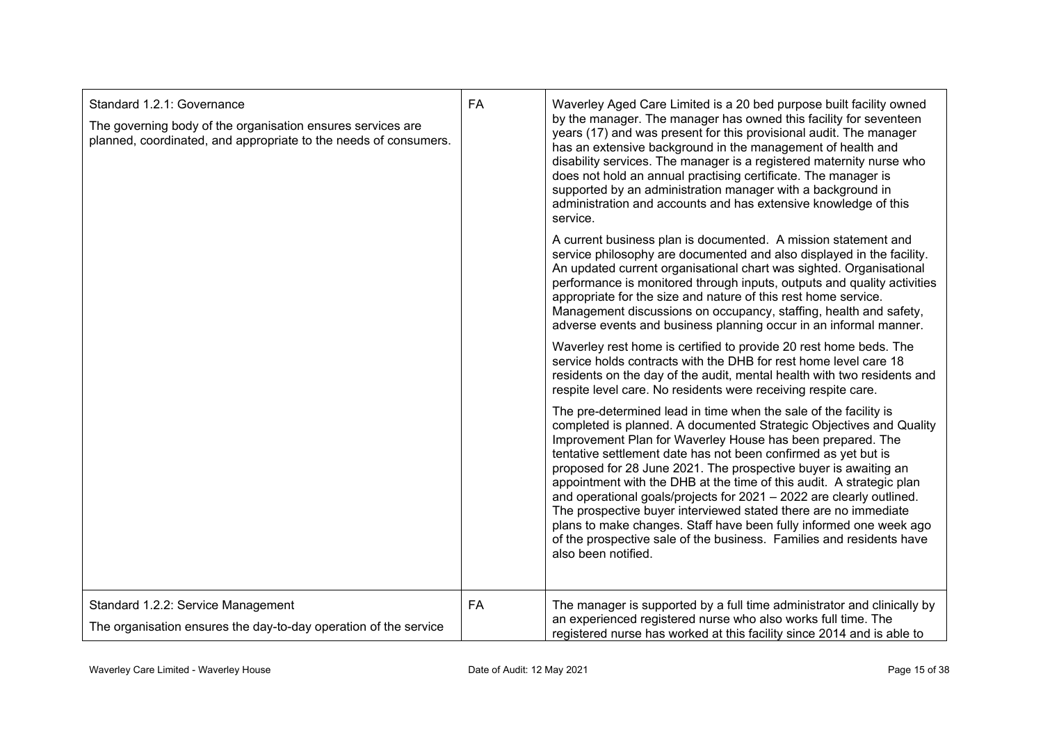| | | |
|---|---|---|
| Standard 1.2.1: Governance<br><br>The governing body of the organisation ensures services are planned, coordinated, and appropriate to the needs of consumers. | FA | Waverley Aged Care Limited is a 20 bed purpose built facility owned by the manager. The manager has owned this facility for seventeen years (17) and was present for this provisional audit. The manager has an extensive background in the management of health and disability services. The manager is a registered maternity nurse who does not hold an annual practising certificate. The manager is supported by an administration manager with a background in administration and accounts and has extensive knowledge of this service.<br><br>A current business plan is documented. A mission statement and service philosophy are documented and also displayed in the facility. An updated current organisational chart was sighted. Organisational performance is monitored through inputs, outputs and quality activities appropriate for the size and nature of this rest home service. Management discussions on occupancy, staffing, health and safety, adverse events and business planning occur in an informal manner.<br><br>Waverley rest home is certified to provide 20 rest home beds. The service holds contracts with the DHB for rest home level care 18 residents on the day of the audit, mental health with two residents and respite level care. No residents were receiving respite care.<br><br>The pre-determined lead in time when the sale of the facility is completed is planned. A documented Strategic Objectives and Quality Improvement Plan for Waverley House has been prepared. The tentative settlement date has not been confirmed as yet but is proposed for 28 June 2021. The prospective buyer is awaiting an appointment with the DHB at the time of this audit. A strategic plan and operational goals/projects for 2021 – 2022 are clearly outlined. The prospective buyer interviewed stated there are no immediate plans to make changes. Staff have been fully informed one week ago of the prospective sale of the business. Families and residents have also been notified. |
| Standard 1.2.2: Service Management<br><br>The organisation ensures the day-to-day operation of the service | FA | The manager is supported by a full time administrator and clinically by an experienced registered nurse who also works full time. The registered nurse has worked at this facility since 2014 and is able to |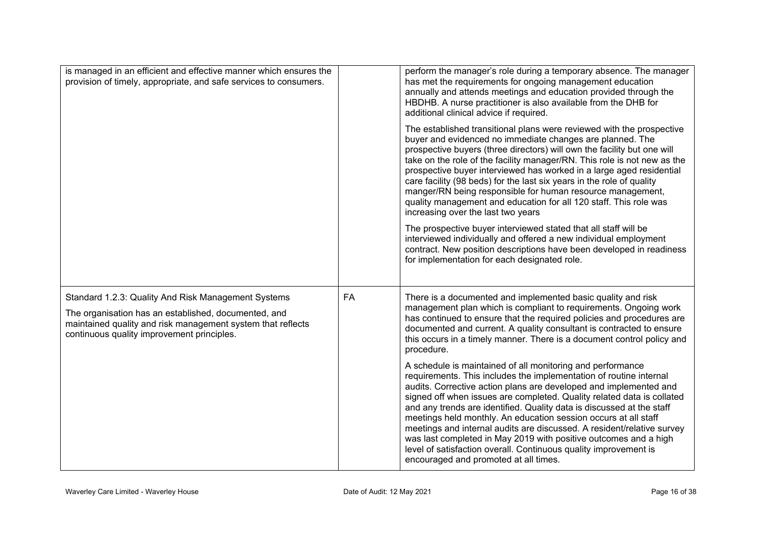| | | |
|---|---|---|
| is managed in an efficient and effective manner which ensures the provision of timely, appropriate, and safe services to consumers. | | perform the manager's role during a temporary absence. The manager has met the requirements for ongoing management education annually and attends meetings and education provided through the HBDHB. A nurse practitioner is also available from the DHB for additional clinical advice if required.<br><br>The established transitional plans were reviewed with the prospective buyer and evidenced no immediate changes are planned. The prospective buyers (three directors) will own the facility but one will take on the role of the facility manager/RN. This role is not new as the prospective buyer interviewed has worked in a large aged residential care facility (98 beds) for the last six years in the role of quality manger/RN being responsible for human resource management, quality management and education for all 120 staff. This role was increasing over the last two years<br><br>The prospective buyer interviewed stated that all staff will be interviewed individually and offered a new individual employment contract. New position descriptions have been developed in readiness for implementation for each designated role. |
| Standard 1.2.3: Quality And Risk Management Systems<br><br>The organisation has an established, documented, and maintained quality and risk management system that reflects continuous quality improvement principles. | FA | There is a documented and implemented basic quality and risk management plan which is compliant to requirements. Ongoing work has continued to ensure that the required policies and procedures are documented and current. A quality consultant is contracted to ensure this occurs in a timely manner. There is a document control policy and procedure.<br><br>A schedule is maintained of all monitoring and performance requirements. This includes the implementation of routine internal audits. Corrective action plans are developed and implemented and signed off when issues are completed. Quality related data is collated and any trends are identified. Quality data is discussed at the staff meetings held monthly. An education session occurs at all staff meetings and internal audits are discussed. A resident/relative survey was last completed in May 2019 with positive outcomes and a high level of satisfaction overall. Continuous quality improvement is encouraged and promoted at all times. |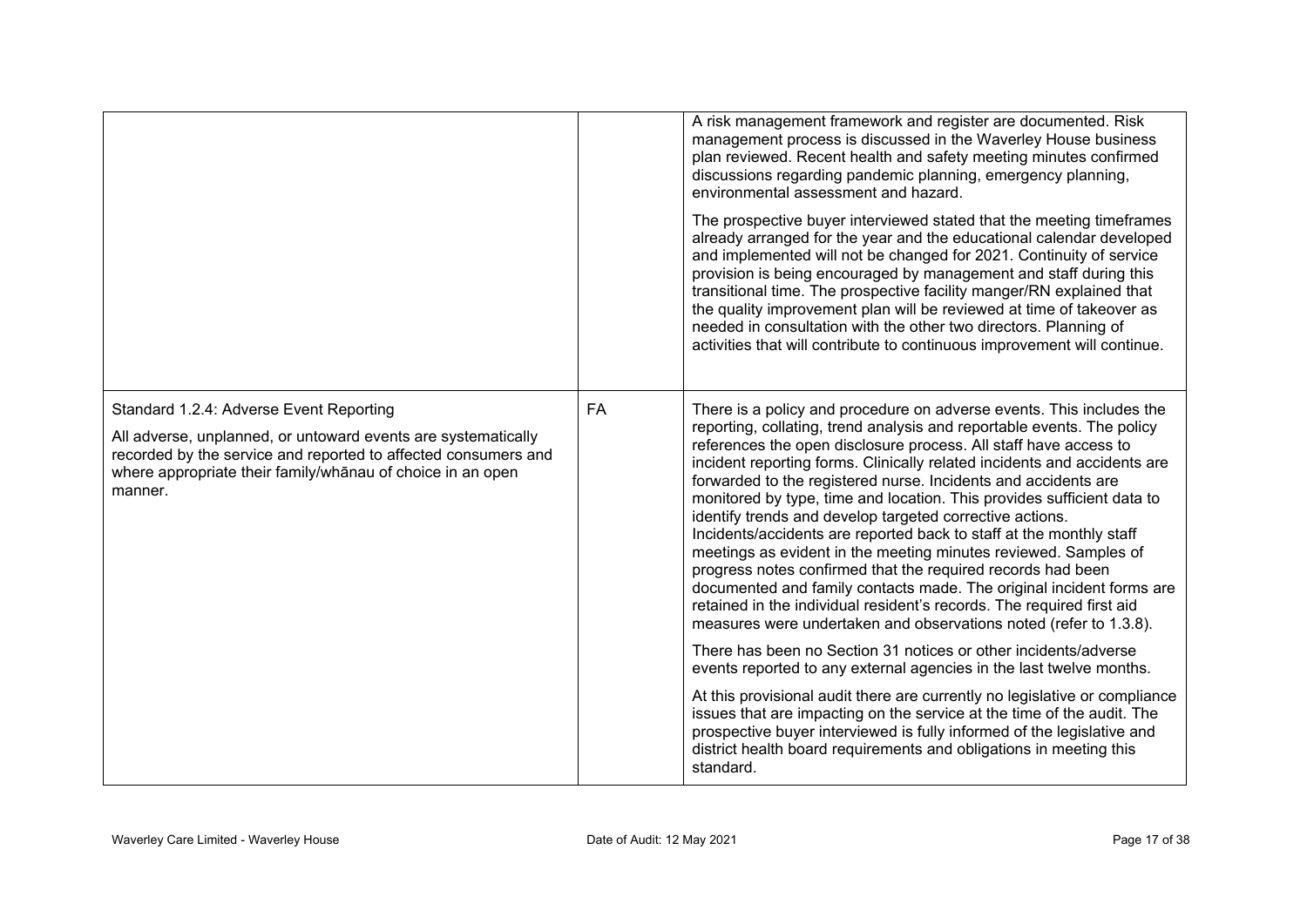|  |  |  |
|---|---|---|
|  |  | A risk management framework and register are documented. Risk management process is discussed in the Waverley House business plan reviewed. Recent health and safety meeting minutes confirmed discussions regarding pandemic planning, emergency planning, environmental assessment and hazard.<br><br>The prospective buyer interviewed stated that the meeting timeframes already arranged for the year and the educational calendar developed and implemented will not be changed for 2021. Continuity of service provision is being encouraged by management and staff during this transitional time. The prospective facility manger/RN explained that the quality improvement plan will be reviewed at time of takeover as needed in consultation with the other two directors. Planning of activities that will contribute to continuous improvement will continue. |
| Standard 1.2.4: Adverse Event Reporting<br><br>All adverse, unplanned, or untoward events are systematically recorded by the service and reported to affected consumers and where appropriate their family/whānau of choice in an open manner. | FA | There is a policy and procedure on adverse events. This includes the reporting, collating, trend analysis and reportable events. The policy references the open disclosure process. All staff have access to incident reporting forms. Clinically related incidents and accidents are forwarded to the registered nurse. Incidents and accidents are monitored by type, time and location. This provides sufficient data to identify trends and develop targeted corrective actions. Incidents/accidents are reported back to staff at the monthly staff meetings as evident in the meeting minutes reviewed. Samples of progress notes confirmed that the required records had been documented and family contacts made. The original incident forms are retained in the individual resident's records. The required first aid measures were undertaken and observations noted (refer to 1.3.8).<br><br>There has been no Section 31 notices or other incidents/adverse events reported to any external agencies in the last twelve months.<br><br>At this provisional audit there are currently no legislative or compliance issues that are impacting on the service at the time of the audit. The prospective buyer interviewed is fully informed of the legislative and district health board requirements and obligations in meeting this standard. |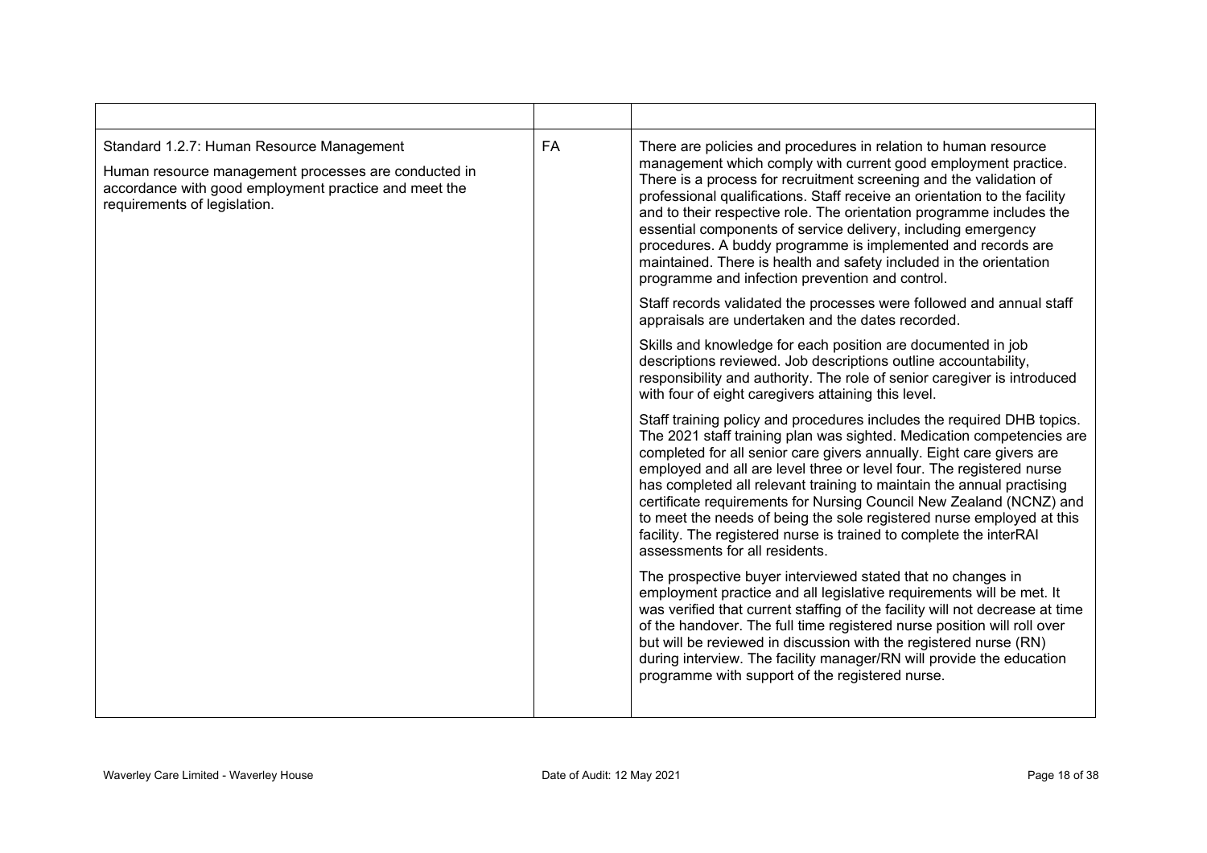| | | |
|---|---|---|
| Standard 1.2.7: Human Resource Management<br><br>Human resource management processes are conducted in accordance with good employment practice and meet the requirements of legislation. | FA | There are policies and procedures in relation to human resource management which comply with current good employment practice. There is a process for recruitment screening and the validation of professional qualifications. Staff receive an orientation to the facility and to their respective role. The orientation programme includes the essential components of service delivery, including emergency procedures. A buddy programme is implemented and records are maintained. There is health and safety included in the orientation programme and infection prevention and control.<br><br>Staff records validated the processes were followed and annual staff appraisals are undertaken and the dates recorded.<br><br>Skills and knowledge for each position are documented in job descriptions reviewed. Job descriptions outline accountability, responsibility and authority. The role of senior caregiver is introduced with four of eight caregivers attaining this level.<br><br>Staff training policy and procedures includes the required DHB topics. The 2021 staff training plan was sighted. Medication competencies are completed for all senior care givers annually. Eight care givers are employed and all are level three or level four. The registered nurse has completed all relevant training to maintain the annual practising certificate requirements for Nursing Council New Zealand (NCNZ) and to meet the needs of being the sole registered nurse employed at this facility. The registered nurse is trained to complete the interRAI assessments for all residents.<br><br>The prospective buyer interviewed stated that no changes in employment practice and all legislative requirements will be met. It was verified that current staffing of the facility will not decrease at time of the handover. The full time registered nurse position will roll over but will be reviewed in discussion with the registered nurse (RN) during interview. The facility manager/RN will provide the education programme with support of the registered nurse. |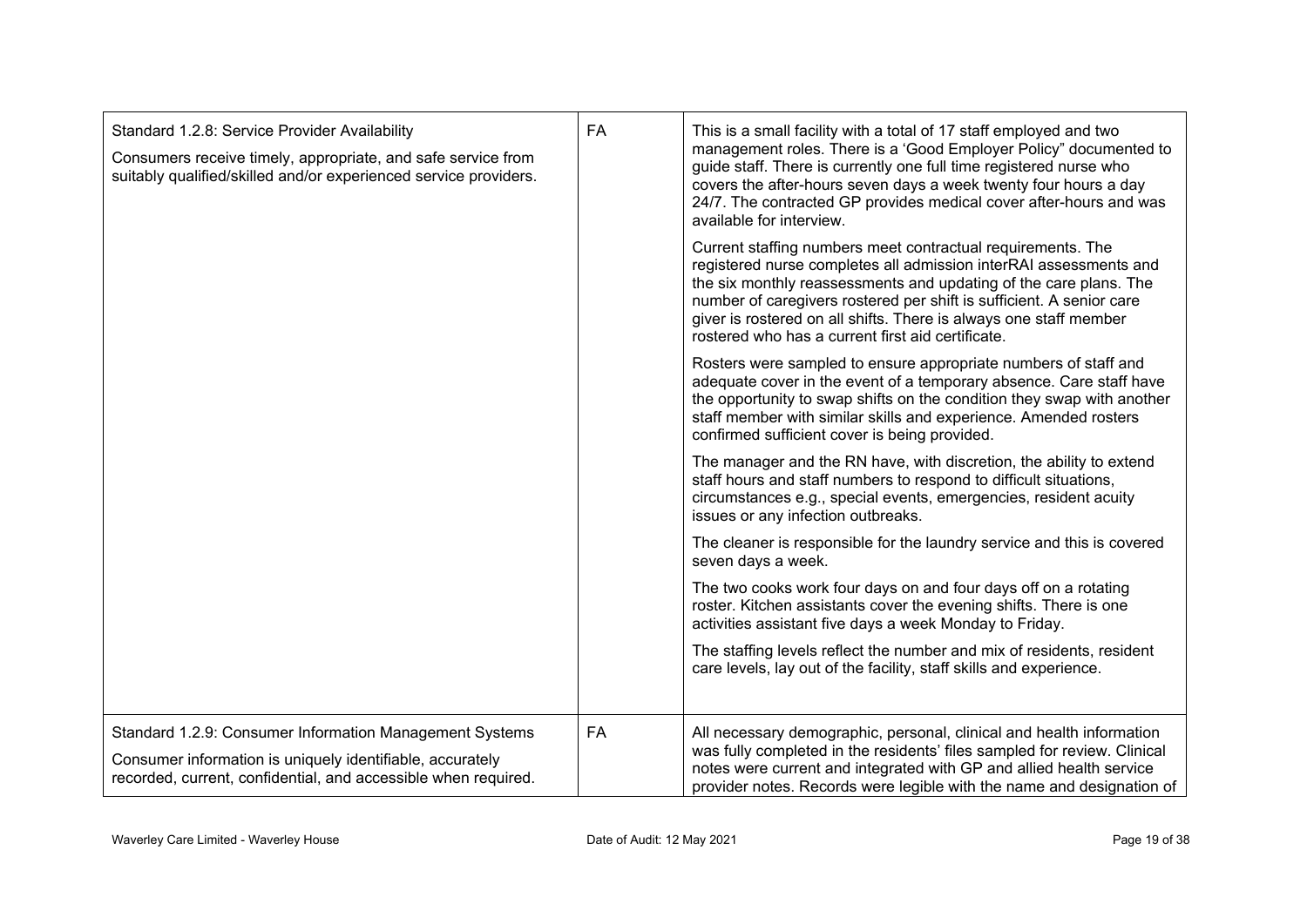| | | |
|---|---|---|
| Standard 1.2.8: Service Provider Availability<br><br>Consumers receive timely, appropriate, and safe service from suitably qualified/skilled and/or experienced service providers. | FA | This is a small facility with a total of 17 staff employed and two management roles. There is a 'Good Employer Policy" documented to guide staff. There is currently one full time registered nurse who covers the after-hours seven days a week twenty four hours a day 24/7. The contracted GP provides medical cover after-hours and was available for interview.<br><br>Current staffing numbers meet contractual requirements. The registered nurse completes all admission interRAI assessments and the six monthly reassessments and updating of the care plans. The number of caregivers rostered per shift is sufficient. A senior care giver is rostered on all shifts. There is always one staff member rostered who has a current first aid certificate.<br><br>Rosters were sampled to ensure appropriate numbers of staff and adequate cover in the event of a temporary absence. Care staff have the opportunity to swap shifts on the condition they swap with another staff member with similar skills and experience. Amended rosters confirmed sufficient cover is being provided.<br><br>The manager and the RN have, with discretion, the ability to extend staff hours and staff numbers to respond to difficult situations, circumstances e.g., special events, emergencies, resident acuity issues or any infection outbreaks.<br><br>The cleaner is responsible for the laundry service and this is covered seven days a week.<br><br>The two cooks work four days on and four days off on a rotating roster. Kitchen assistants cover the evening shifts. There is one activities assistant five days a week Monday to Friday.<br><br>The staffing levels reflect the number and mix of residents, resident care levels, lay out of the facility, staff skills and experience. |
| Standard 1.2.9: Consumer Information Management Systems<br><br>Consumer information is uniquely identifiable, accurately recorded, current, confidential, and accessible when required. | FA | All necessary demographic, personal, clinical and health information was fully completed in the residents' files sampled for review. Clinical notes were current and integrated with GP and allied health service provider notes. Records were legible with the name and designation of |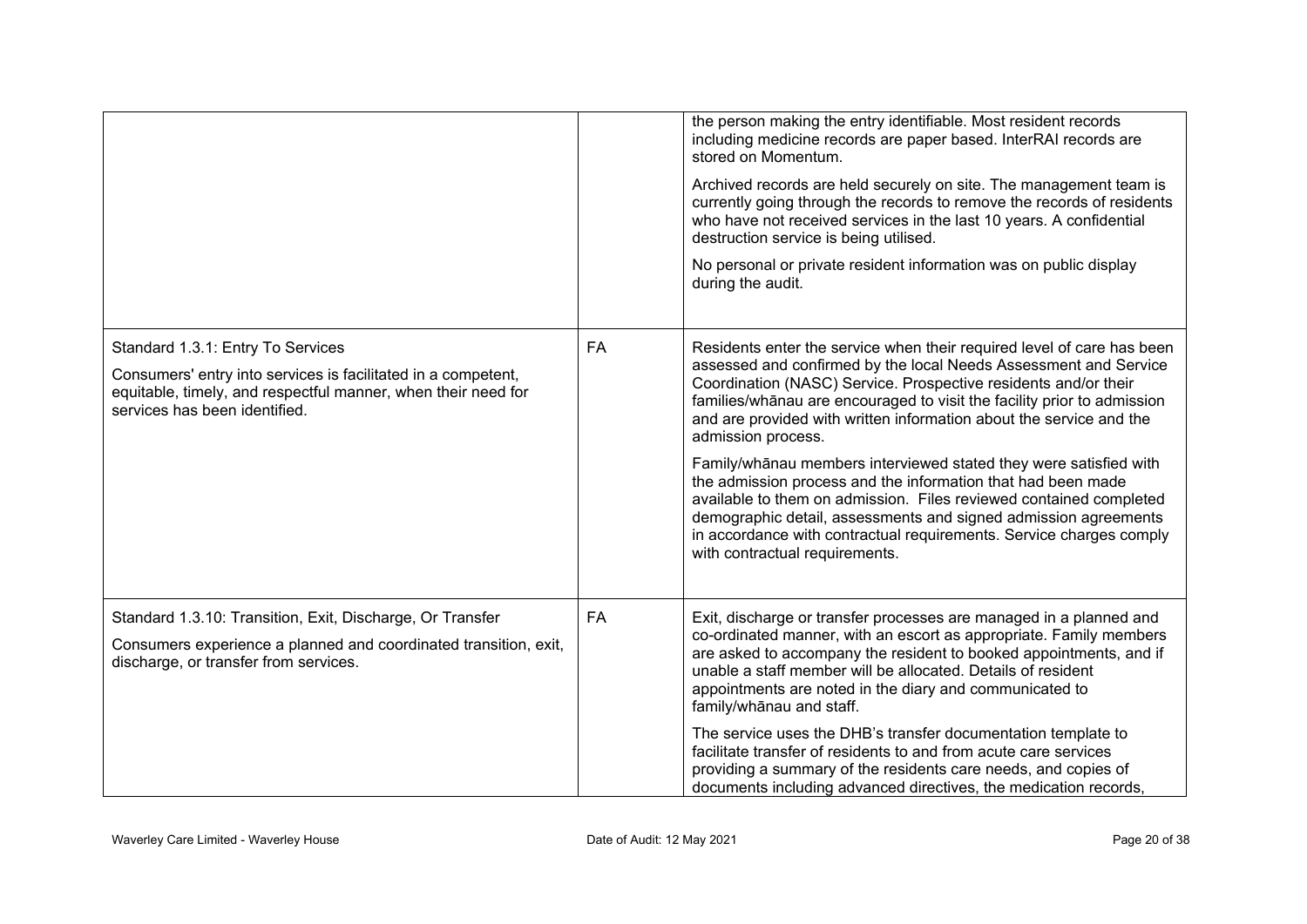| | | |
|---|---|---|
| | | the person making the entry identifiable. Most resident records including medicine records are paper based. InterRAI records are stored on Momentum.<br><br>Archived records are held securely on site. The management team is currently going through the records to remove the records of residents who have not received services in the last 10 years. A confidential destruction service is being utilised.<br><br>No personal or private resident information was on public display during the audit. |
| Standard 1.3.1: Entry To Services<br><br>Consumers' entry into services is facilitated in a competent, equitable, timely, and respectful manner, when their need for services has been identified. | FA | Residents enter the service when their required level of care has been assessed and confirmed by the local Needs Assessment and Service Coordination (NASC) Service. Prospective residents and/or their families/whānau are encouraged to visit the facility prior to admission and are provided with written information about the service and the admission process.<br><br>Family/whānau members interviewed stated they were satisfied with the admission process and the information that had been made available to them on admission. Files reviewed contained completed demographic detail, assessments and signed admission agreements in accordance with contractual requirements. Service charges comply with contractual requirements. |
| Standard 1.3.10: Transition, Exit, Discharge, Or Transfer<br><br>Consumers experience a planned and coordinated transition, exit, discharge, or transfer from services. | FA | Exit, discharge or transfer processes are managed in a planned and co-ordinated manner, with an escort as appropriate. Family members are asked to accompany the resident to booked appointments, and if unable a staff member will be allocated. Details of resident appointments are noted in the diary and communicated to family/whānau and staff.<br><br>The service uses the DHB's transfer documentation template to facilitate transfer of residents to and from acute care services providing a summary of the residents care needs, and copies of documents including advanced directives, the medication records, |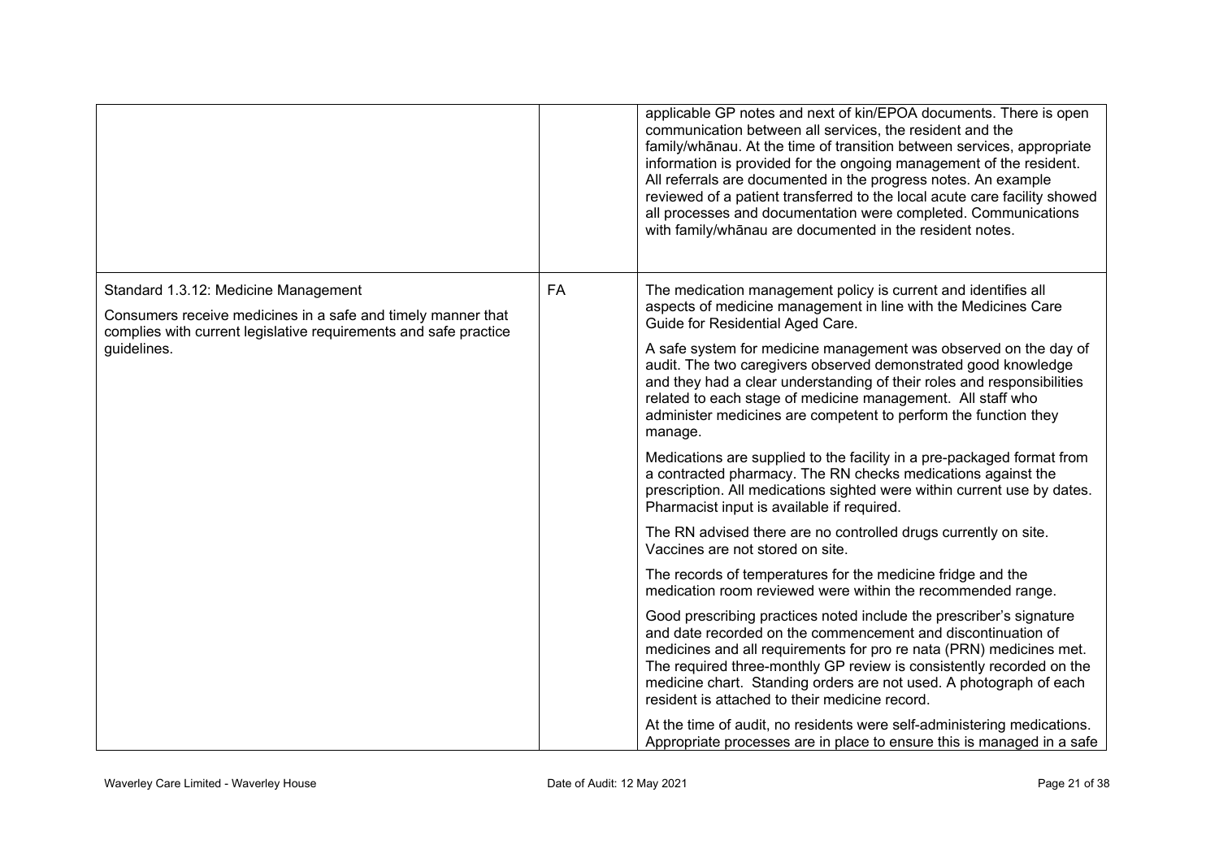| | | |
|---|---|---|
| | | applicable GP notes and next of kin/EPOA documents. There is open communication between all services, the resident and the family/whānau. At the time of transition between services, appropriate information is provided for the ongoing management of the resident. All referrals are documented in the progress notes. An example reviewed of a patient transferred to the local acute care facility showed all processes and documentation were completed. Communications with family/whānau are documented in the resident notes. |
| Standard 1.3.12: Medicine Management<br><br>Consumers receive medicines in a safe and timely manner that complies with current legislative requirements and safe practice guidelines. | FA | The medication management policy is current and identifies all aspects of medicine management in line with the Medicines Care Guide for Residential Aged Care.<br><br>A safe system for medicine management was observed on the day of audit. The two caregivers observed demonstrated good knowledge and they had a clear understanding of their roles and responsibilities related to each stage of medicine management. All staff who administer medicines are competent to perform the function they manage.<br><br>Medications are supplied to the facility in a pre-packaged format from a contracted pharmacy. The RN checks medications against the prescription. All medications sighted were within current use by dates. Pharmacist input is available if required.<br><br>The RN advised there are no controlled drugs currently on site. Vaccines are not stored on site.<br><br>The records of temperatures for the medicine fridge and the medication room reviewed were within the recommended range.<br><br>Good prescribing practices noted include the prescriber's signature and date recorded on the commencement and discontinuation of medicines and all requirements for pro re nata (PRN) medicines met. The required three-monthly GP review is consistently recorded on the medicine chart. Standing orders are not used. A photograph of each resident is attached to their medicine record.<br><br>At the time of audit, no residents were self-administering medications. Appropriate processes are in place to ensure this is managed in a safe |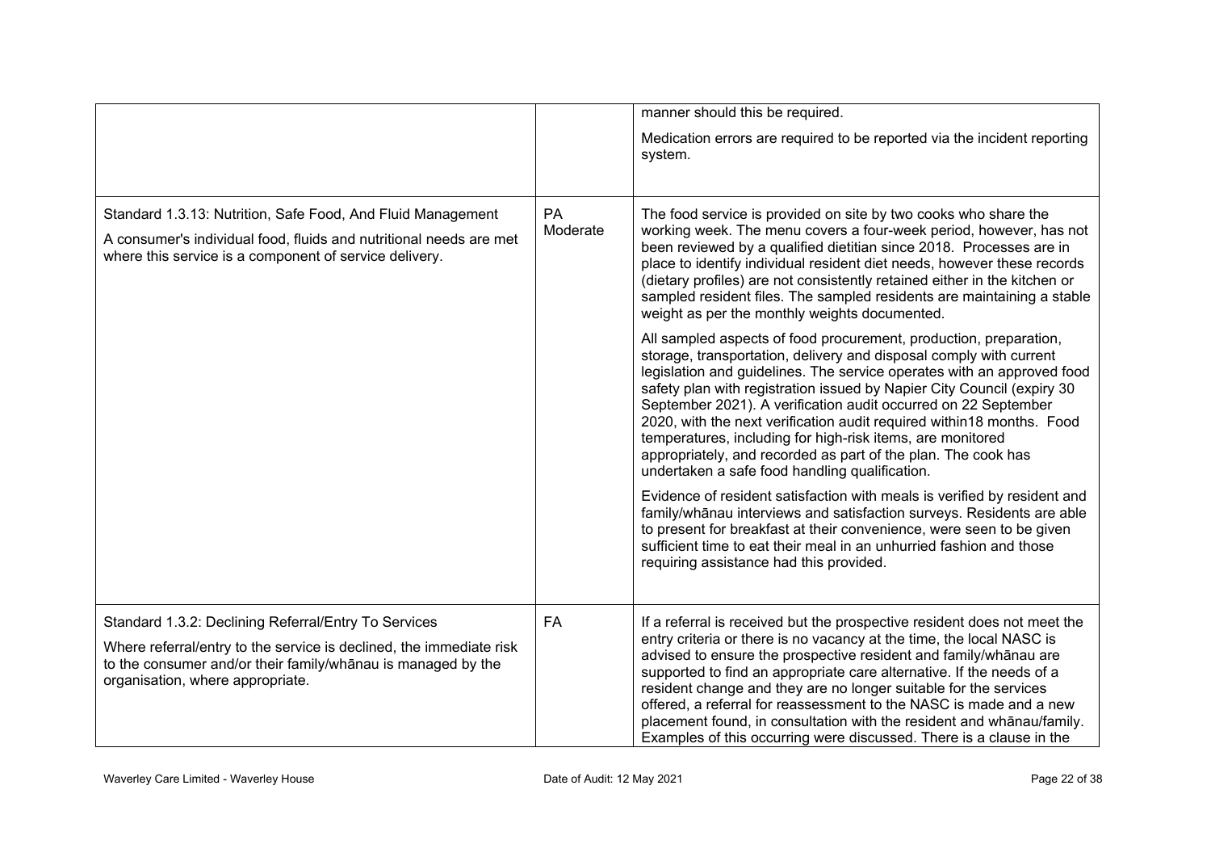|  |  |  |
|---|---|---|
|  |  | manner should this be required.<br><br>Medication errors are required to be reported via the incident reporting system. |
| Standard 1.3.13: Nutrition, Safe Food, And Fluid Management<br><br>A consumer's individual food, fluids and nutritional needs are met where this service is a component of service delivery. | PA Moderate | The food service is provided on site by two cooks who share the working week. The menu covers a four-week period, however, has not been reviewed by a qualified dietitian since 2018. Processes are in place to identify individual resident diet needs, however these records (dietary profiles) are not consistently retained either in the kitchen or sampled resident files. The sampled residents are maintaining a stable weight as per the monthly weights documented.<br><br>All sampled aspects of food procurement, production, preparation, storage, transportation, delivery and disposal comply with current legislation and guidelines. The service operates with an approved food safety plan with registration issued by Napier City Council (expiry 30 September 2021). A verification audit occurred on 22 September 2020, with the next verification audit required within18 months. Food temperatures, including for high-risk items, are monitored appropriately, and recorded as part of the plan. The cook has undertaken a safe food handling qualification.<br><br>Evidence of resident satisfaction with meals is verified by resident and family/whānau interviews and satisfaction surveys. Residents are able to present for breakfast at their convenience, were seen to be given sufficient time to eat their meal in an unhurried fashion and those requiring assistance had this provided. |
| Standard 1.3.2: Declining Referral/Entry To Services<br><br>Where referral/entry to the service is declined, the immediate risk to the consumer and/or their family/whānau is managed by the organisation, where appropriate. | FA | If a referral is received but the prospective resident does not meet the entry criteria or there is no vacancy at the time, the local NASC is advised to ensure the prospective resident and family/whānau are supported to find an appropriate care alternative. If the needs of a resident change and they are no longer suitable for the services offered, a referral for reassessment to the NASC is made and a new placement found, in consultation with the resident and whānau/family. Examples of this occurring were discussed. There is a clause in the |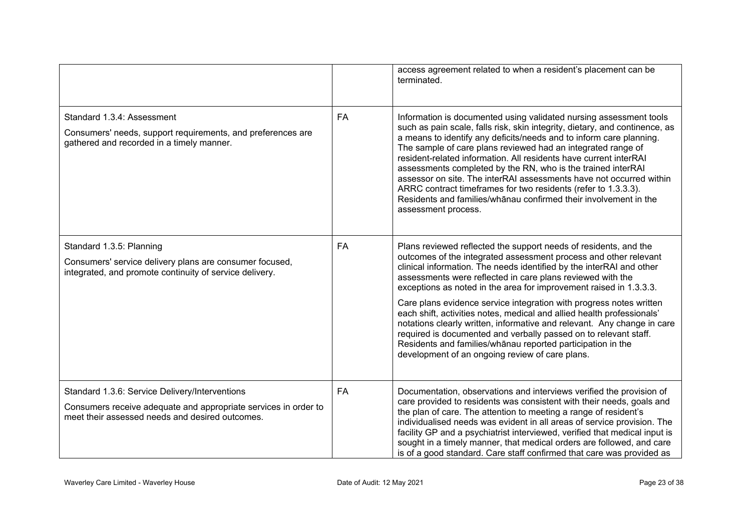| | | |
|---|---|---|
| | | access agreement related to when a resident's placement can be terminated. |
| Standard 1.3.4: Assessment<br><br>Consumers' needs, support requirements, and preferences are gathered and recorded in a timely manner. | FA | Information is documented using validated nursing assessment tools such as pain scale, falls risk, skin integrity, dietary, and continence, as a means to identify any deficits/needs and to inform care planning. The sample of care plans reviewed had an integrated range of resident-related information. All residents have current interRAI assessments completed by the RN, who is the trained interRAI assessor on site. The interRAI assessments have not occurred within ARRC contract timeframes for two residents (refer to 1.3.3.3). Residents and families/whānau confirmed their involvement in the assessment process. |
| Standard 1.3.5: Planning<br><br>Consumers' service delivery plans are consumer focused, integrated, and promote continuity of service delivery. | FA | Plans reviewed reflected the support needs of residents, and the outcomes of the integrated assessment process and other relevant clinical information. The needs identified by the interRAI and other assessments were reflected in care plans reviewed with the exceptions as noted in the area for improvement raised in 1.3.3.3.<br><br>Care plans evidence service integration with progress notes written each shift, activities notes, medical and allied health professionals' notations clearly written, informative and relevant. Any change in care required is documented and verbally passed on to relevant staff. Residents and families/whānau reported participation in the development of an ongoing review of care plans. |
| Standard 1.3.6: Service Delivery/Interventions<br><br>Consumers receive adequate and appropriate services in order to meet their assessed needs and desired outcomes. | FA | Documentation, observations and interviews verified the provision of care provided to residents was consistent with their needs, goals and the plan of care. The attention to meeting a range of resident's individualised needs was evident in all areas of service provision. The facility GP and a psychiatrist interviewed, verified that medical input is sought in a timely manner, that medical orders are followed, and care is of a good standard. Care staff confirmed that care was provided as |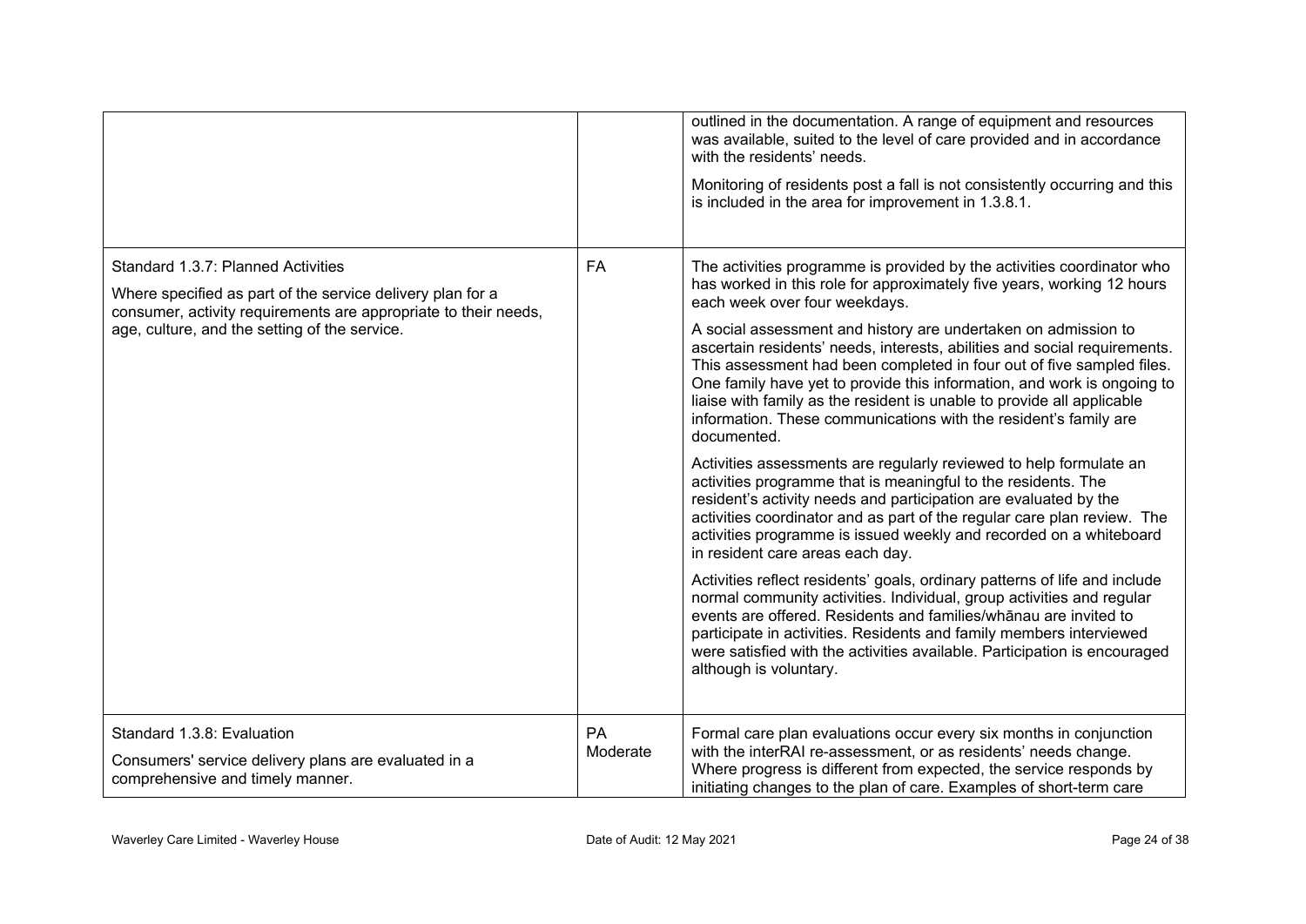| | | |
|---|---|---|
| | | outlined in the documentation. A range of equipment and resources was available, suited to the level of care provided and in accordance with the residents' needs.<br><br>Monitoring of residents post a fall is not consistently occurring and this is included in the area for improvement in 1.3.8.1. |
| Standard 1.3.7: Planned Activities<br><br>Where specified as part of the service delivery plan for a consumer, activity requirements are appropriate to their needs, age, culture, and the setting of the service. | FA | The activities programme is provided by the activities coordinator who has worked in this role for approximately five years, working 12 hours each week over four weekdays.<br><br>A social assessment and history are undertaken on admission to ascertain residents' needs, interests, abilities and social requirements. This assessment had been completed in four out of five sampled files. One family have yet to provide this information, and work is ongoing to liaise with family as the resident is unable to provide all applicable information. These communications with the resident's family are documented.<br><br>Activities assessments are regularly reviewed to help formulate an activities programme that is meaningful to the residents. The resident's activity needs and participation are evaluated by the activities coordinator and as part of the regular care plan review. The activities programme is issued weekly and recorded on a whiteboard in resident care areas each day.<br><br>Activities reflect residents' goals, ordinary patterns of life and include normal community activities. Individual, group activities and regular events are offered. Residents and families/whānau are invited to participate in activities. Residents and family members interviewed were satisfied with the activities available. Participation is encouraged although is voluntary. |
| Standard 1.3.8: Evaluation<br><br>Consumers' service delivery plans are evaluated in a comprehensive and timely manner. | PA Moderate | Formal care plan evaluations occur every six months in conjunction with the interRAI re-assessment, or as residents' needs change. Where progress is different from expected, the service responds by initiating changes to the plan of care. Examples of short-term care |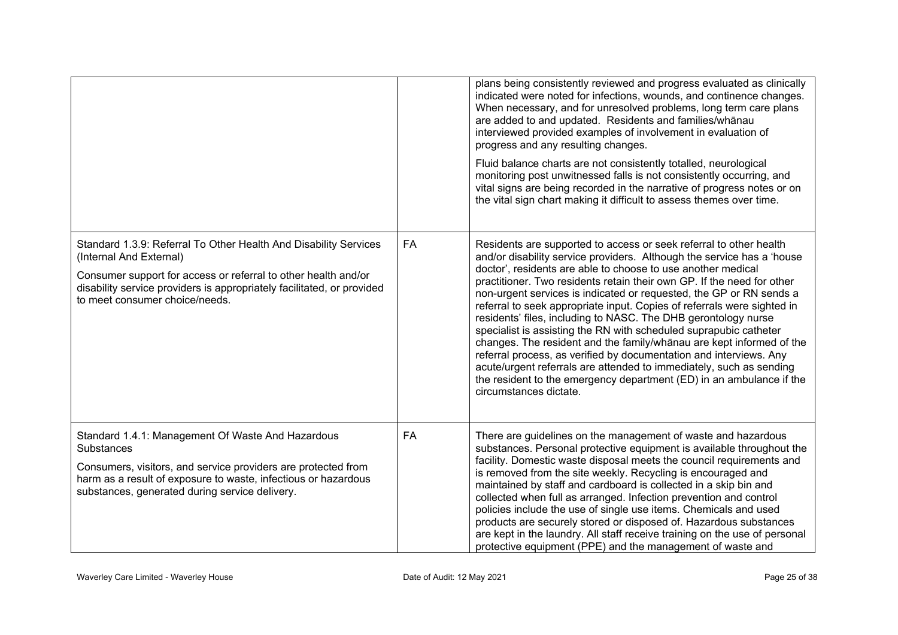| | | |
|---|---|---|
| | | plans being consistently reviewed and progress evaluated as clinically indicated were noted for infections, wounds, and continence changes. When necessary, and for unresolved problems, long term care plans are added to and updated. Residents and families/whānau interviewed provided examples of involvement in evaluation of progress and any resulting changes.<br><br>Fluid balance charts are not consistently totalled, neurological monitoring post unwitnessed falls is not consistently occurring, and vital signs are being recorded in the narrative of progress notes or on the vital sign chart making it difficult to assess themes over time. |
| Standard 1.3.9: Referral To Other Health And Disability Services (Internal And External)<br><br>Consumer support for access or referral to other health and/or disability service providers is appropriately facilitated, or provided to meet consumer choice/needs. | FA | Residents are supported to access or seek referral to other health and/or disability service providers. Although the service has a 'house doctor', residents are able to choose to use another medical practitioner. Two residents retain their own GP. If the need for other non-urgent services is indicated or requested, the GP or RN sends a referral to seek appropriate input. Copies of referrals were sighted in residents' files, including to NASC. The DHB gerontology nurse specialist is assisting the RN with scheduled suprapubic catheter changes. The resident and the family/whānau are kept informed of the referral process, as verified by documentation and interviews. Any acute/urgent referrals are attended to immediately, such as sending the resident to the emergency department (ED) in an ambulance if the circumstances dictate. |
| Standard 1.4.1: Management Of Waste And Hazardous Substances<br><br>Consumers, visitors, and service providers are protected from harm as a result of exposure to waste, infectious or hazardous substances, generated during service delivery. | FA | There are guidelines on the management of waste and hazardous substances. Personal protective equipment is available throughout the facility. Domestic waste disposal meets the council requirements and is removed from the site weekly. Recycling is encouraged and maintained by staff and cardboard is collected in a skip bin and collected when full as arranged. Infection prevention and control policies include the use of single use items. Chemicals and used products are securely stored or disposed of. Hazardous substances are kept in the laundry. All staff receive training on the use of personal protective equipment (PPE) and the management of waste and |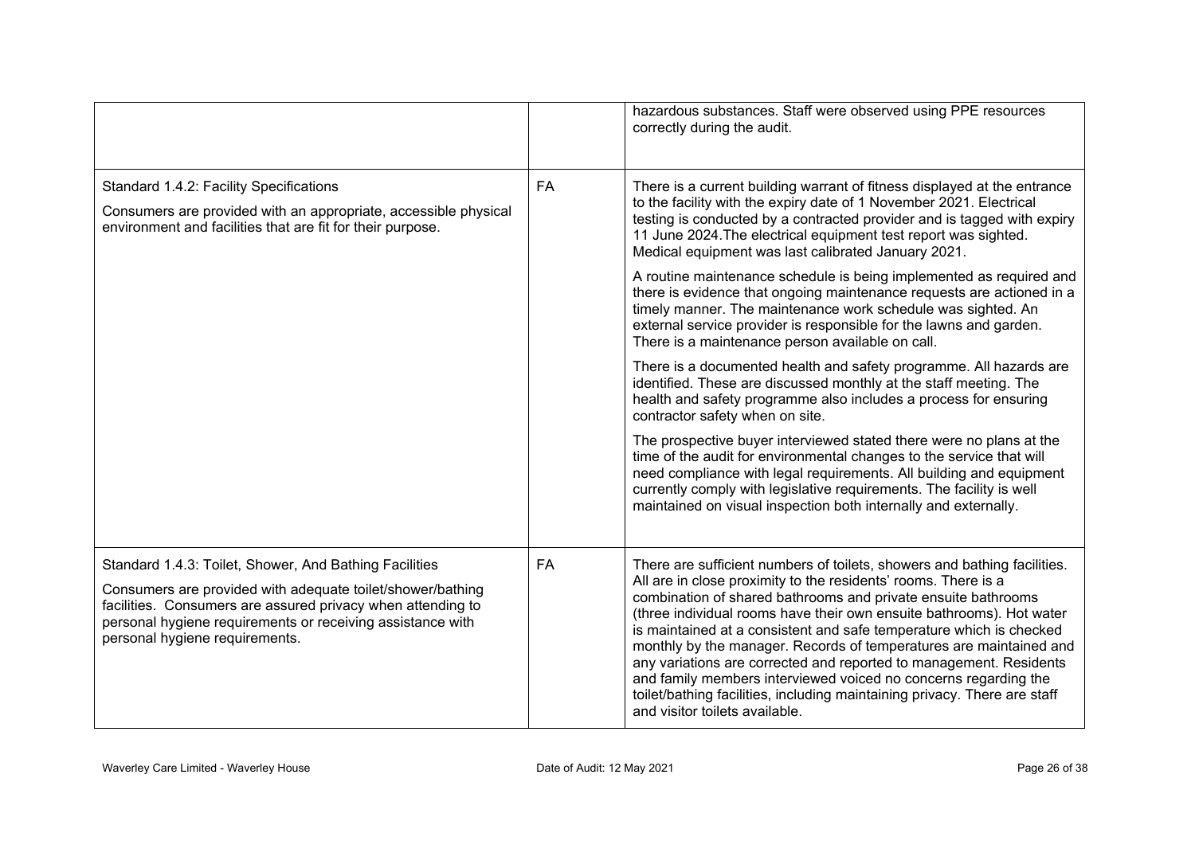| | | |
|---|---|---|
| | | hazardous substances. Staff were observed using PPE resources correctly during the audit. |
| Standard 1.4.2: Facility Specifications<br><br>Consumers are provided with an appropriate, accessible physical environment and facilities that are fit for their purpose. | FA | There is a current building warrant of fitness displayed at the entrance to the facility with the expiry date of 1 November 2021. Electrical testing is conducted by a contracted provider and is tagged with expiry 11 June 2024.The electrical equipment test report was sighted. Medical equipment was last calibrated January 2021.<br><br>A routine maintenance schedule is being implemented as required and there is evidence that ongoing maintenance requests are actioned in a timely manner. The maintenance work schedule was sighted. An external service provider is responsible for the lawns and garden. There is a maintenance person available on call.<br><br>There is a documented health and safety programme. All hazards are identified. These are discussed monthly at the staff meeting. The health and safety programme also includes a process for ensuring contractor safety when on site.<br><br>The prospective buyer interviewed stated there were no plans at the time of the audit for environmental changes to the service that will need compliance with legal requirements. All building and equipment currently comply with legislative requirements. The facility is well maintained on visual inspection both internally and externally. |
| Standard 1.4.3: Toilet, Shower, And Bathing Facilities<br><br>Consumers are provided with adequate toilet/shower/bathing facilities. Consumers are assured privacy when attending to personal hygiene requirements or receiving assistance with personal hygiene requirements. | FA | There are sufficient numbers of toilets, showers and bathing facilities. All are in close proximity to the residents' rooms. There is a combination of shared bathrooms and private ensuite bathrooms (three individual rooms have their own ensuite bathrooms). Hot water is maintained at a consistent and safe temperature which is checked monthly by the manager. Records of temperatures are maintained and any variations are corrected and reported to management. Residents and family members interviewed voiced no concerns regarding the toilet/bathing facilities, including maintaining privacy. There are staff and visitor toilets available. |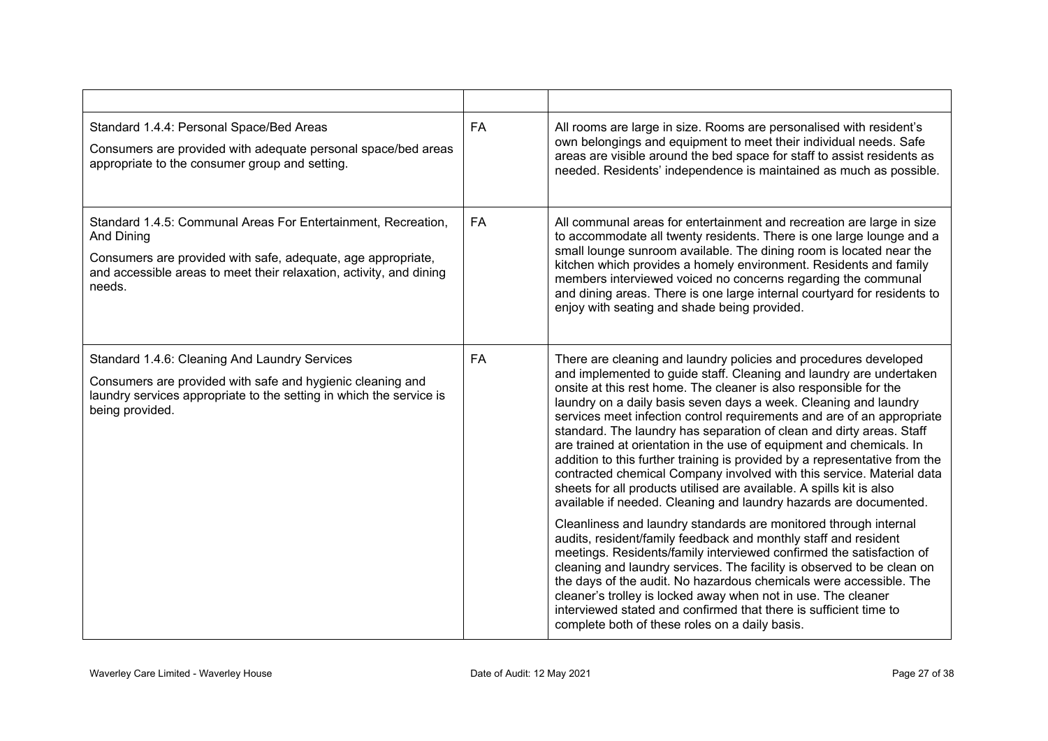| | | |
|---|---|---|
| Standard 1.4.4: Personal Space/Bed Areas<br>Consumers are provided with adequate personal space/bed areas appropriate to the consumer group and setting. | FA | All rooms are large in size. Rooms are personalised with resident's own belongings and equipment to meet their individual needs. Safe areas are visible around the bed space for staff to assist residents as needed. Residents' independence is maintained as much as possible. |
| Standard 1.4.5: Communal Areas For Entertainment, Recreation, And Dining<br>Consumers are provided with safe, adequate, age appropriate, and accessible areas to meet their relaxation, activity, and dining needs. | FA | All communal areas for entertainment and recreation are large in size to accommodate all twenty residents. There is one large lounge and a small lounge sunroom available. The dining room is located near the kitchen which provides a homely environment. Residents and family members interviewed voiced no concerns regarding the communal and dining areas. There is one large internal courtyard for residents to enjoy with seating and shade being provided. |
| Standard 1.4.6: Cleaning And Laundry Services<br>Consumers are provided with safe and hygienic cleaning and laundry services appropriate to the setting in which the service is being provided. | FA | There are cleaning and laundry policies and procedures developed and implemented to guide staff. Cleaning and laundry are undertaken onsite at this rest home. The cleaner is also responsible for the laundry on a daily basis seven days a week. Cleaning and laundry services meet infection control requirements and are of an appropriate standard. The laundry has separation of clean and dirty areas. Staff are trained at orientation in the use of equipment and chemicals. In addition to this further training is provided by a representative from the contracted chemical Company involved with this service. Material data sheets for all products utilised are available. A spills kit is also available if needed. Cleaning and laundry hazards are documented.<br><br>Cleanliness and laundry standards are monitored through internal audits, resident/family feedback and monthly staff and resident meetings. Residents/family interviewed confirmed the satisfaction of cleaning and laundry services. The facility is observed to be clean on the days of the audit. No hazardous chemicals were accessible. The cleaner's trolley is locked away when not in use. The cleaner interviewed stated and confirmed that there is sufficient time to complete both of these roles on a daily basis. |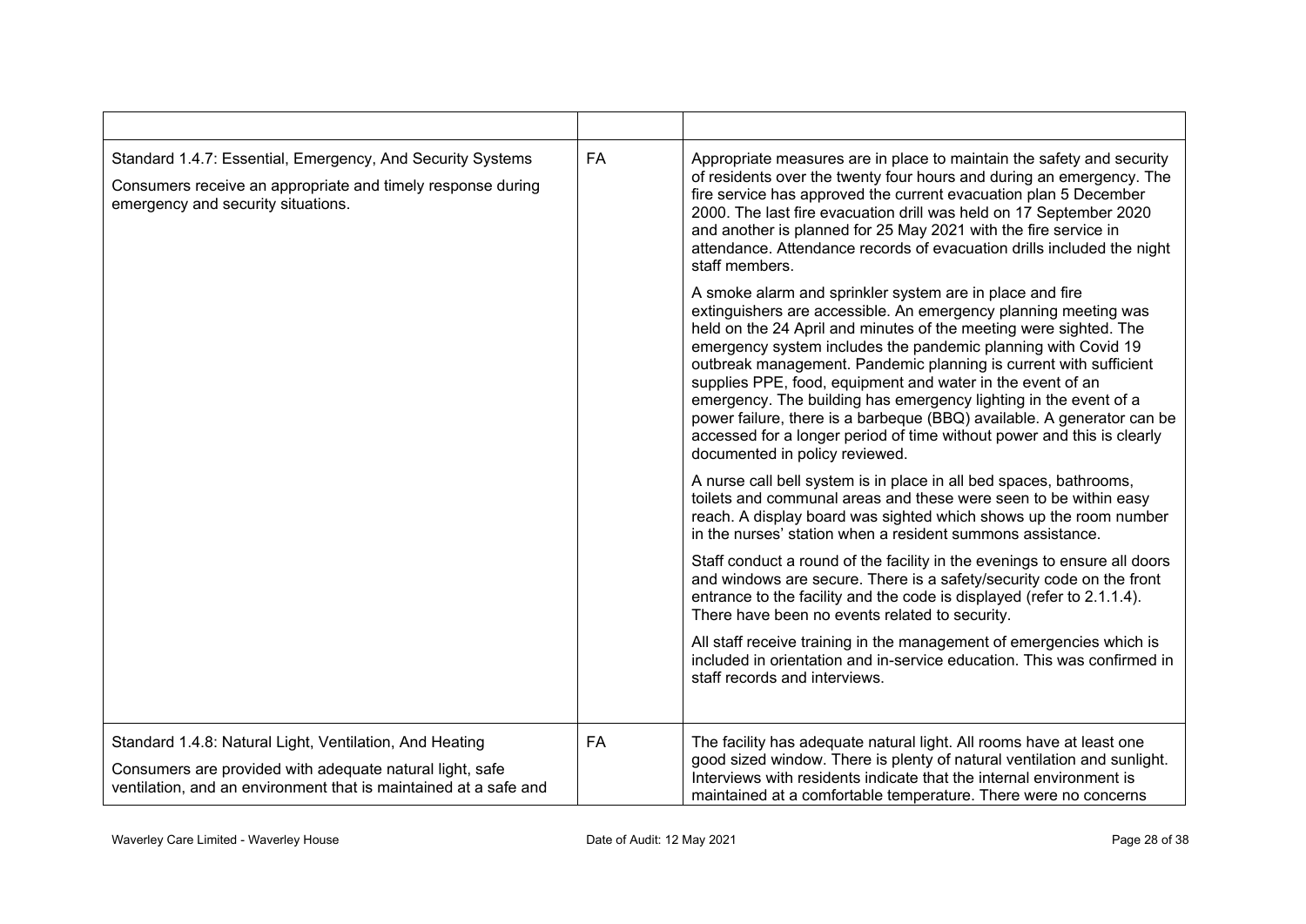| | | |
|---|---|---|
| Standard 1.4.7: Essential, Emergency, And Security Systems<br><br>Consumers receive an appropriate and timely response during emergency and security situations. | FA | Appropriate measures are in place to maintain the safety and security of residents over the twenty four hours and during an emergency. The fire service has approved the current evacuation plan 5 December 2000. The last fire evacuation drill was held on 17 September 2020 and another is planned for 25 May 2021 with the fire service in attendance. Attendance records of evacuation drills included the night staff members.<br><br>A smoke alarm and sprinkler system are in place and fire extinguishers are accessible. An emergency planning meeting was held on the 24 April and minutes of the meeting were sighted. The emergency system includes the pandemic planning with Covid 19 outbreak management. Pandemic planning is current with sufficient supplies PPE, food, equipment and water in the event of an emergency. The building has emergency lighting in the event of a power failure, there is a barbeque (BBQ) available. A generator can be accessed for a longer period of time without power and this is clearly documented in policy reviewed.<br><br>A nurse call bell system is in place in all bed spaces, bathrooms, toilets and communal areas and these were seen to be within easy reach. A display board was sighted which shows up the room number in the nurses' station when a resident summons assistance.<br><br>Staff conduct a round of the facility in the evenings to ensure all doors and windows are secure. There is a safety/security code on the front entrance to the facility and the code is displayed (refer to 2.1.1.4). There have been no events related to security.<br><br>All staff receive training in the management of emergencies which is included in orientation and in-service education. This was confirmed in staff records and interviews. |
| Standard 1.4.8: Natural Light, Ventilation, And Heating<br><br>Consumers are provided with adequate natural light, safe ventilation, and an environment that is maintained at a safe and | FA | The facility has adequate natural light. All rooms have at least one good sized window. There is plenty of natural ventilation and sunlight. Interviews with residents indicate that the internal environment is maintained at a comfortable temperature. There were no concerns |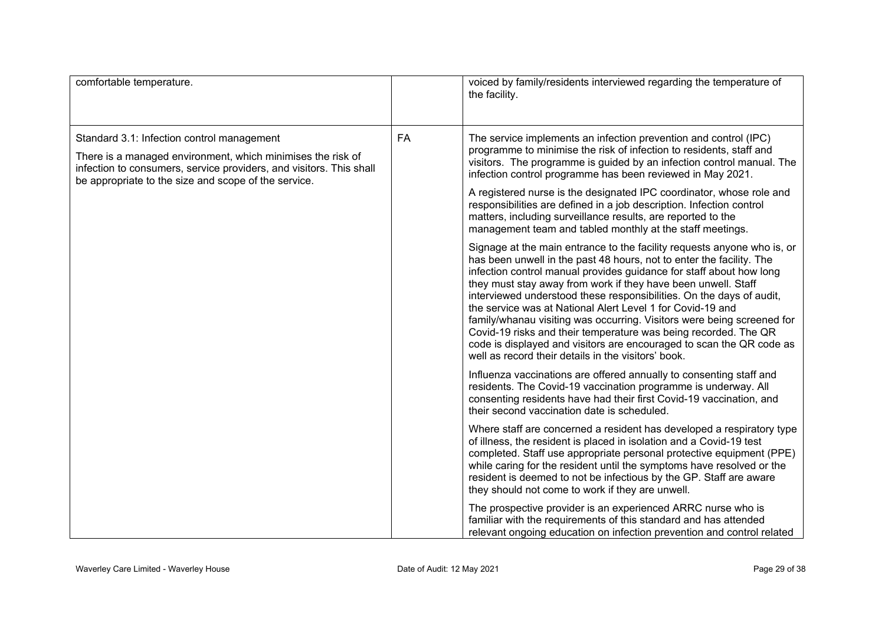| | | |
|---|---|---|
| comfortable temperature. | | voiced by family/residents interviewed regarding the temperature of the facility. |
| Standard 3.1: Infection control management<br><br>There is a managed environment, which minimises the risk of infection to consumers, service providers, and visitors. This shall be appropriate to the size and scope of the service. | FA | The service implements an infection prevention and control (IPC) programme to minimise the risk of infection to residents, staff and visitors. The programme is guided by an infection control manual. The infection control programme has been reviewed in May 2021.<br><br>A registered nurse is the designated IPC coordinator, whose role and responsibilities are defined in a job description. Infection control matters, including surveillance results, are reported to the management team and tabled monthly at the staff meetings.<br><br>Signage at the main entrance to the facility requests anyone who is, or has been unwell in the past 48 hours, not to enter the facility. The infection control manual provides guidance for staff about how long they must stay away from work if they have been unwell. Staff interviewed understood these responsibilities. On the days of audit, the service was at National Alert Level 1 for Covid-19 and family/whanau visiting was occurring. Visitors were being screened for Covid-19 risks and their temperature was being recorded. The QR code is displayed and visitors are encouraged to scan the QR code as well as record their details in the visitors' book.<br><br>Influenza vaccinations are offered annually to consenting staff and residents. The Covid-19 vaccination programme is underway. All consenting residents have had their first Covid-19 vaccination, and their second vaccination date is scheduled.<br><br>Where staff are concerned a resident has developed a respiratory type of illness, the resident is placed in isolation and a Covid-19 test completed. Staff use appropriate personal protective equipment (PPE) while caring for the resident until the symptoms have resolved or the resident is deemed to not be infectious by the GP. Staff are aware they should not come to work if they are unwell.<br><br>The prospective provider is an experienced ARRC nurse who is familiar with the requirements of this standard and has attended relevant ongoing education on infection prevention and control related |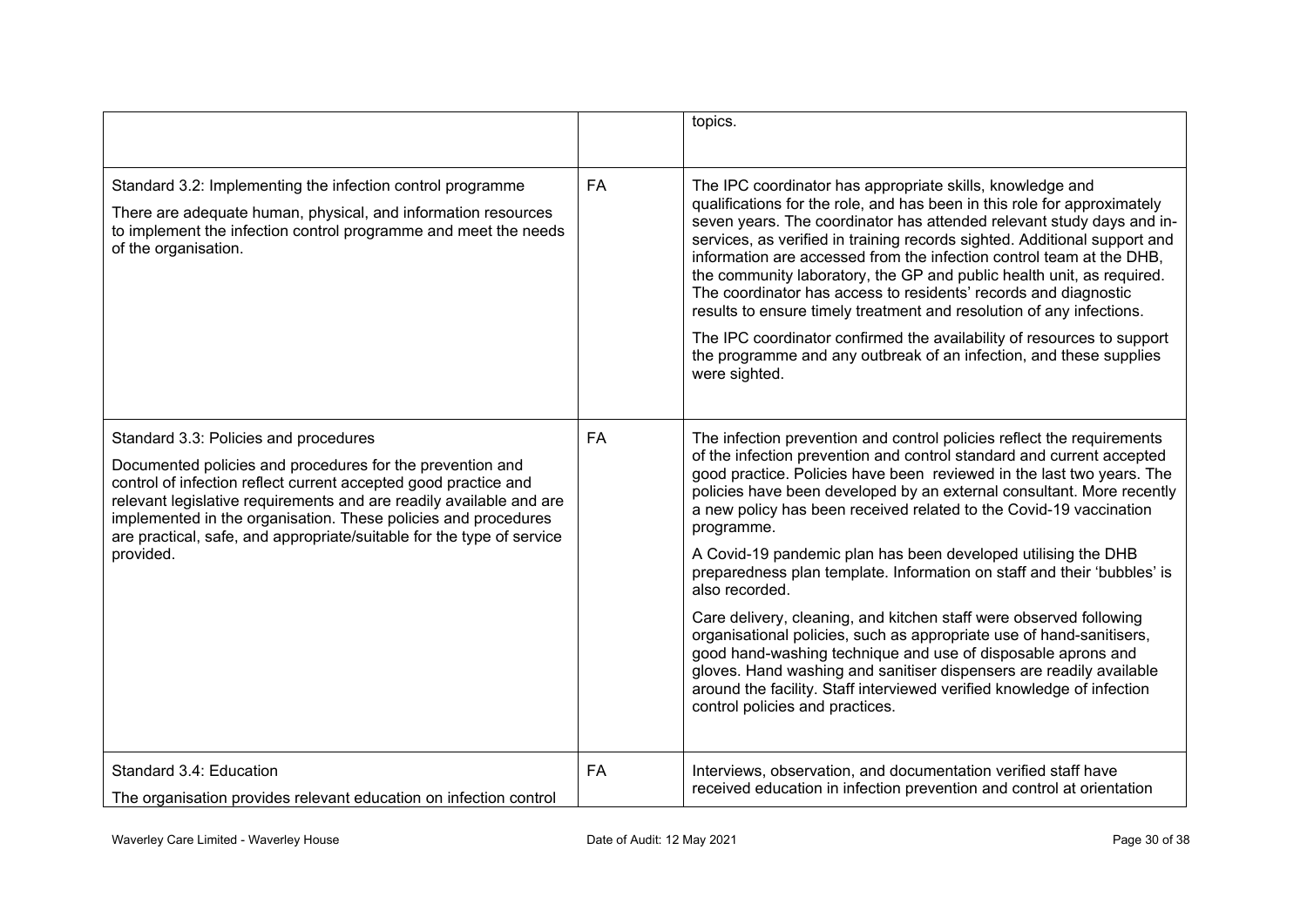| | | |
|---|---|---|
| | | topics. |
| Standard 3.2: Implementing the infection control programme<br><br>There are adequate human, physical, and information resources to implement the infection control programme and meet the needs of the organisation. | FA | The IPC coordinator has appropriate skills, knowledge and qualifications for the role, and has been in this role for approximately seven years. The coordinator has attended relevant study days and in-services, as verified in training records sighted. Additional support and information are accessed from the infection control team at the DHB, the community laboratory, the GP and public health unit, as required. The coordinator has access to residents' records and diagnostic results to ensure timely treatment and resolution of any infections.<br><br>The IPC coordinator confirmed the availability of resources to support the programme and any outbreak of an infection, and these supplies were sighted. |
| Standard 3.3: Policies and procedures<br><br>Documented policies and procedures for the prevention and control of infection reflect current accepted good practice and relevant legislative requirements and are readily available and are implemented in the organisation. These policies and procedures are practical, safe, and appropriate/suitable for the type of service provided. | FA | The infection prevention and control policies reflect the requirements of the infection prevention and control standard and current accepted good practice. Policies have been reviewed in the last two years. The policies have been developed by an external consultant. More recently a new policy has been received related to the Covid-19 vaccination programme.<br><br>A Covid-19 pandemic plan has been developed utilising the DHB preparedness plan template. Information on staff and their 'bubbles' is also recorded.<br><br>Care delivery, cleaning, and kitchen staff were observed following organisational policies, such as appropriate use of hand-sanitisers, good hand-washing technique and use of disposable aprons and gloves. Hand washing and sanitiser dispensers are readily available around the facility. Staff interviewed verified knowledge of infection control policies and practices. |
| Standard 3.4: Education<br><br>The organisation provides relevant education on infection control | FA | Interviews, observation, and documentation verified staff have received education in infection prevention and control at orientation |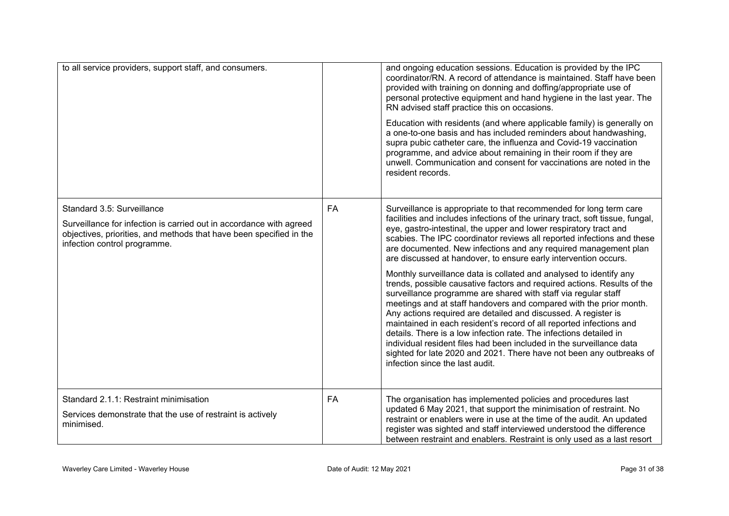| | | |
|---|---|---|
| to all service providers, support staff, and consumers. | | and ongoing education sessions. Education is provided by the IPC coordinator/RN. A record of attendance is maintained. Staff have been provided with training on donning and doffing/appropriate use of personal protective equipment and hand hygiene in the last year. The RN advised staff practice this on occasions.<br><br>Education with residents (and where applicable family) is generally on a one-to-one basis and has included reminders about handwashing, supra pubic catheter care, the influenza and Covid-19 vaccination programme, and advice about remaining in their room if they are unwell. Communication and consent for vaccinations are noted in the resident records. |
| Standard 3.5: Surveillance<br><br>Surveillance for infection is carried out in accordance with agreed objectives, priorities, and methods that have been specified in the infection control programme. | FA | Surveillance is appropriate to that recommended for long term care facilities and includes infections of the urinary tract, soft tissue, fungal, eye, gastro-intestinal, the upper and lower respiratory tract and scabies. The IPC coordinator reviews all reported infections and these are documented. New infections and any required management plan are discussed at handover, to ensure early intervention occurs.<br><br>Monthly surveillance data is collated and analysed to identify any trends, possible causative factors and required actions. Results of the surveillance programme are shared with staff via regular staff meetings and at staff handovers and compared with the prior month. Any actions required are detailed and discussed. A register is maintained in each resident's record of all reported infections and details. There is a low infection rate. The infections detailed in individual resident files had been included in the surveillance data sighted for late 2020 and 2021. There have not been any outbreaks of infection since the last audit. |
| Standard 2.1.1: Restraint minimisation<br><br>Services demonstrate that the use of restraint is actively minimised. | FA | The organisation has implemented policies and procedures last updated 6 May 2021, that support the minimisation of restraint. No restraint or enablers were in use at the time of the audit. An updated register was sighted and staff interviewed understood the difference between restraint and enablers. Restraint is only used as a last resort |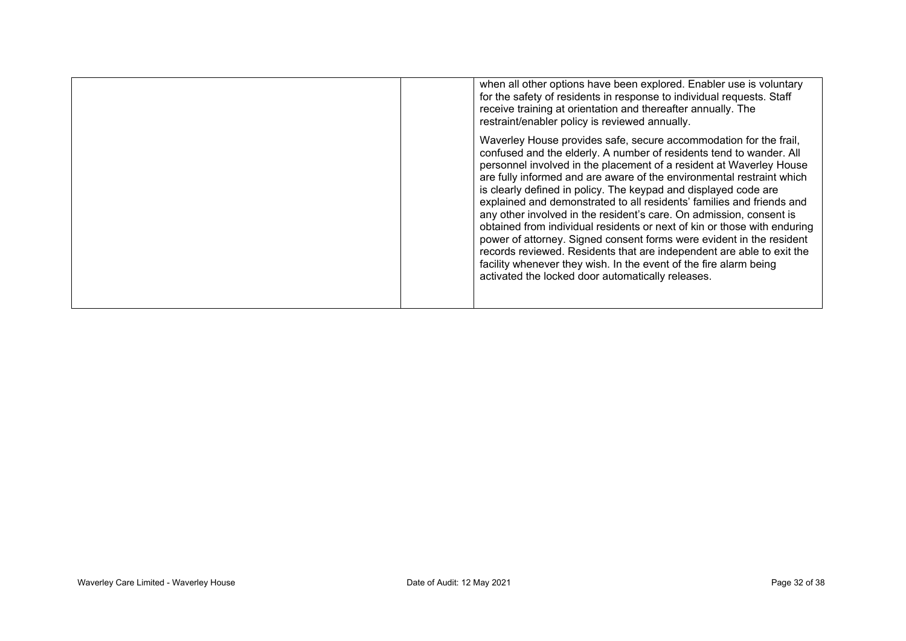|  |  | when all other options have been explored. Enabler use is voluntary for the safety of residents in response to individual requests. Staff receive training at orientation and thereafter annually. The restraint/enabler policy is reviewed annually.<br><br>Waverley House provides safe, secure accommodation for the frail, confused and the elderly. A number of residents tend to wander. All personnel involved in the placement of a resident at Waverley House are fully informed and are aware of the environmental restraint which is clearly defined in policy. The keypad and displayed code are explained and demonstrated to all residents' families and friends and any other involved in the resident's care. On admission, consent is obtained from individual residents or next of kin or those with enduring power of attorney. Signed consent forms were evident in the resident records reviewed. Residents that are independent are able to exit the facility whenever they wish. In the event of the fire alarm being activated the locked door automatically releases. |
|---|---|---|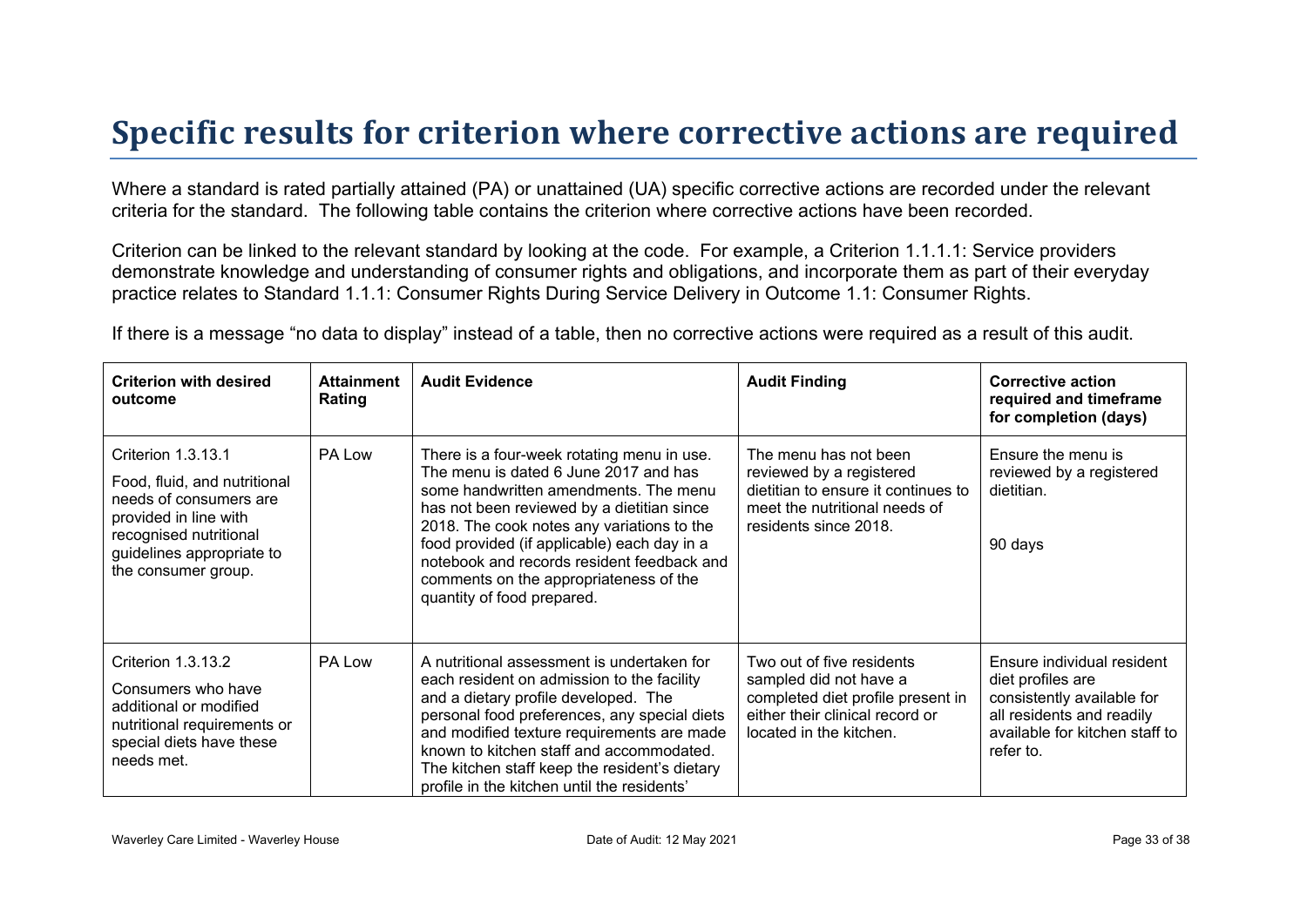# Specific results for criterion where corrective actions are required

Where a standard is rated partially attained (PA) or unattained (UA) specific corrective actions are recorded under the relevant criteria for the standard. The following table contains the criterion where corrective actions have been recorded.

Criterion can be linked to the relevant standard by looking at the code. For example, a Criterion 1.1.1.1: Service providers demonstrate knowledge and understanding of consumer rights and obligations, and incorporate them as part of their everyday practice relates to Standard 1.1.1: Consumer Rights During Service Delivery in Outcome 1.1: Consumer Rights.

If there is a message "no data to display" instead of a table, then no corrective actions were required as a result of this audit.

| Criterion with desired outcome | Attainment Rating | Audit Evidence | Audit Finding | Corrective action required and timeframe for completion (days) |
|---|---|---|---|---|
| Criterion 1.3.13.1<br><br>Food, fluid, and nutritional needs of consumers are provided in line with recognised nutritional guidelines appropriate to the consumer group. | PA Low | There is a four-week rotating menu in use. The menu is dated 6 June 2017 and has some handwritten amendments. The menu has not been reviewed by a dietitian since 2018. The cook notes any variations to the food provided (if applicable) each day in a notebook and records resident feedback and comments on the appropriateness of the quantity of food prepared. | The menu has not been reviewed by a registered dietitian to ensure it continues to meet the nutritional needs of residents since 2018. | Ensure the menu is reviewed by a registered dietitian.<br><br>90 days |
| Criterion 1.3.13.2<br><br>Consumers who have additional or modified nutritional requirements or special diets have these needs met. | PA Low | A nutritional assessment is undertaken for each resident on admission to the facility and a dietary profile developed. The personal food preferences, any special diets and modified texture requirements are made known to kitchen staff and accommodated. The kitchen staff keep the resident's dietary profile in the kitchen until the residents' | Two out of five residents sampled did not have a completed diet profile present in either their clinical record or located in the kitchen. | Ensure individual resident diet profiles are consistently available for all residents and readily available for kitchen staff to refer to. |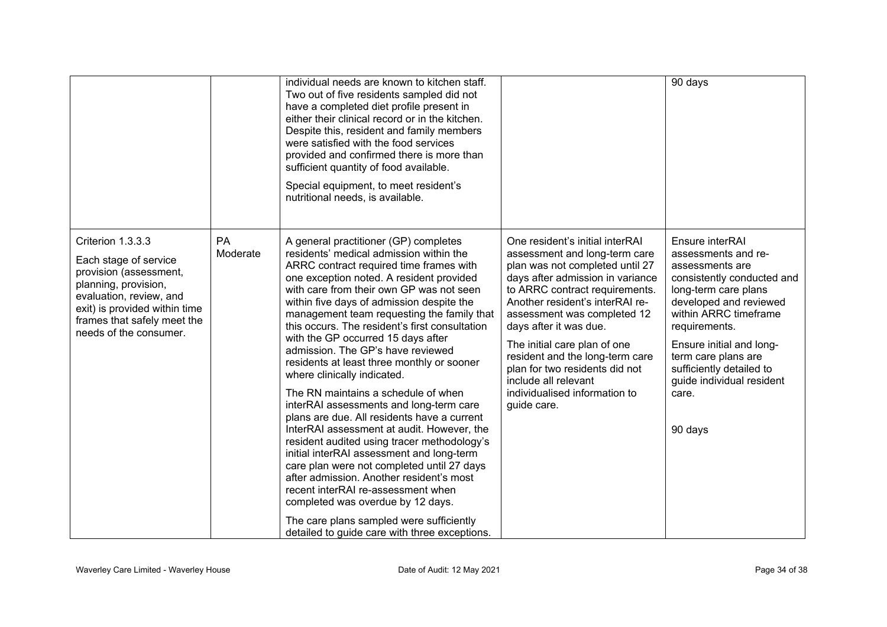| | | | | |
|---|---|---|---|---|
| | | individual needs are known to kitchen staff. Two out of five residents sampled did not have a completed diet profile present in either their clinical record or in the kitchen. Despite this, resident and family members were satisfied with the food services provided and confirmed there is more than sufficient quantity of food available.<br><br>Special equipment, to meet resident's nutritional needs, is available. | | 90 days |
| Criterion 1.3.3.3<br><br>Each stage of service provision (assessment, planning, provision, evaluation, review, and exit) is provided within time frames that safely meet the needs of the consumer. | PA Moderate | A general practitioner (GP) completes residents' medical admission within the ARRC contract required time frames with one exception noted. A resident provided with care from their own GP was not seen within five days of admission despite the management team requesting the family that this occurs. The resident's first consultation with the GP occurred 15 days after admission. The GP's have reviewed residents at least three monthly or sooner where clinically indicated.<br><br>The RN maintains a schedule of when interRAI assessments and long-term care plans are due. All residents have a current InterRAI assessment at audit. However, the resident audited using tracer methodology's initial interRAI assessment and long-term care plan were not completed until 27 days after admission. Another resident's most recent interRAI re-assessment when completed was overdue by 12 days.<br><br>The care plans sampled were sufficiently detailed to guide care with three exceptions. | One resident's initial interRAI assessment and long-term care plan was not completed until 27 days after admission in variance to ARRC contract requirements. Another resident's interRAI re-assessment was completed 12 days after it was due.<br><br>The initial care plan of one resident and the long-term care plan for two residents did not include all relevant individualised information to guide care. | Ensure interRAI assessments and re-assessments are consistently conducted and long-term care plans developed and reviewed within ARRC timeframe requirements.<br><br>Ensure initial and long-term care plans are sufficiently detailed to guide individual resident care.<br><br>90 days |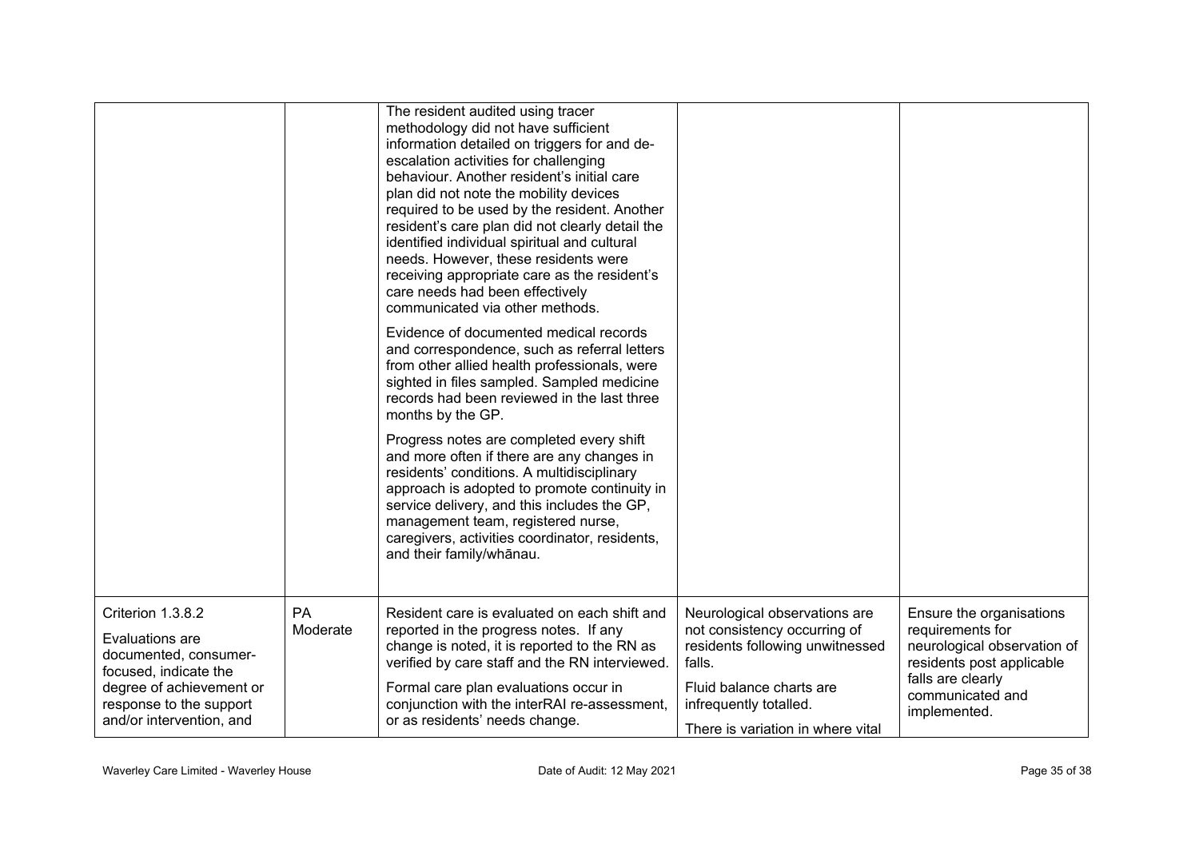| | | | | |
|---|---|---|---|---|
| | | The resident audited using tracer methodology did not have sufficient information detailed on triggers for and de-escalation activities for challenging behaviour. Another resident's initial care plan did not note the mobility devices required to be used by the resident. Another resident's care plan did not clearly detail the identified individual spiritual and cultural needs. However, these residents were receiving appropriate care as the resident's care needs had been effectively communicated via other methods.<br><br>Evidence of documented medical records and correspondence, such as referral letters from other allied health professionals, were sighted in files sampled. Sampled medicine records had been reviewed in the last three months by the GP.<br><br>Progress notes are completed every shift and more often if there are any changes in residents' conditions. A multidisciplinary approach is adopted to promote continuity in service delivery, and this includes the GP, management team, registered nurse, caregivers, activities coordinator, residents, and their family/whānau. | | |
| Criterion 1.3.8.2<br><br>Evaluations are documented, consumer-focused, indicate the degree of achievement or response to the support and/or intervention, and | PA Moderate | Resident care is evaluated on each shift and reported in the progress notes. If any change is noted, it is reported to the RN as verified by care staff and the RN interviewed.<br><br>Formal care plan evaluations occur in conjunction with the interRAI re-assessment, or as residents' needs change. | Neurological observations are not consistency occurring of residents following unwitnessed falls.<br><br>Fluid balance charts are infrequently totalled.<br><br>There is variation in where vital | Ensure the organisations requirements for neurological observation of residents post applicable falls are clearly communicated and implemented. |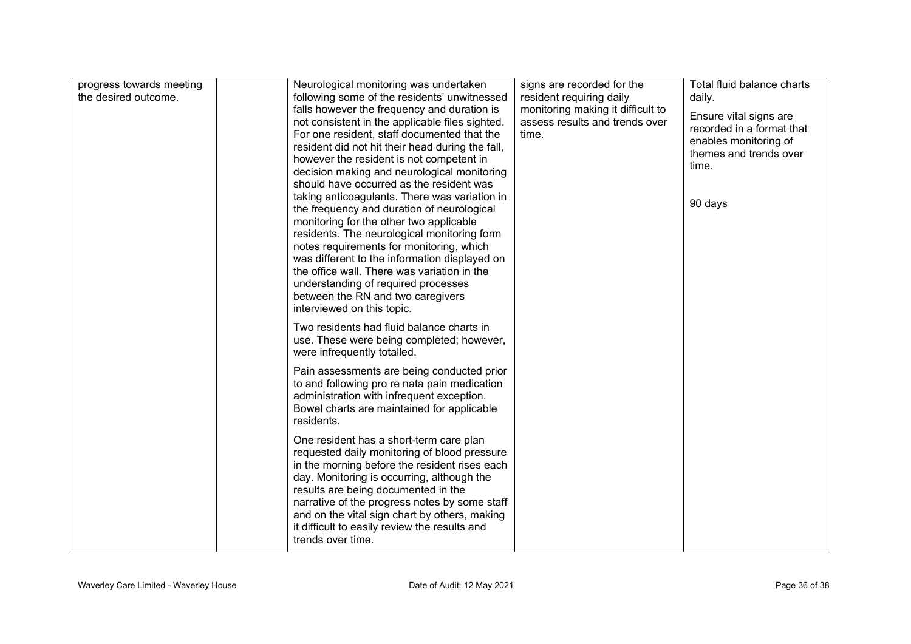| | | | | |
|---|---|---|---|---|
| progress towards meeting the desired outcome. | | Neurological monitoring was undertaken following some of the residents' unwitnessed falls however the frequency and duration is not consistent in the applicable files sighted. For one resident, staff documented that the resident did not hit their head during the fall, however the resident is not competent in decision making and neurological monitoring should have occurred as the resident was taking anticoagulants. There was variation in the frequency and duration of neurological monitoring for the other two applicable residents. The neurological monitoring form notes requirements for monitoring, which was different to the information displayed on the office wall. There was variation in the understanding of required processes between the RN and two caregivers interviewed on this topic.<br><br>Two residents had fluid balance charts in use. These were being completed; however, were infrequently totalled.<br><br>Pain assessments are being conducted prior to and following pro re nata pain medication administration with infrequent exception. Bowel charts are maintained for applicable residents.<br><br>One resident has a short-term care plan requested daily monitoring of blood pressure in the morning before the resident rises each day. Monitoring is occurring, although the results are being documented in the narrative of the progress notes by some staff and on the vital sign chart by others, making it difficult to easily review the results and trends over time. | signs are recorded for the resident requiring daily monitoring making it difficult to assess results and trends over time. | Total fluid balance charts daily.<br><br>Ensure vital signs are recorded in a format that enables monitoring of themes and trends over time.<br><br>90 days |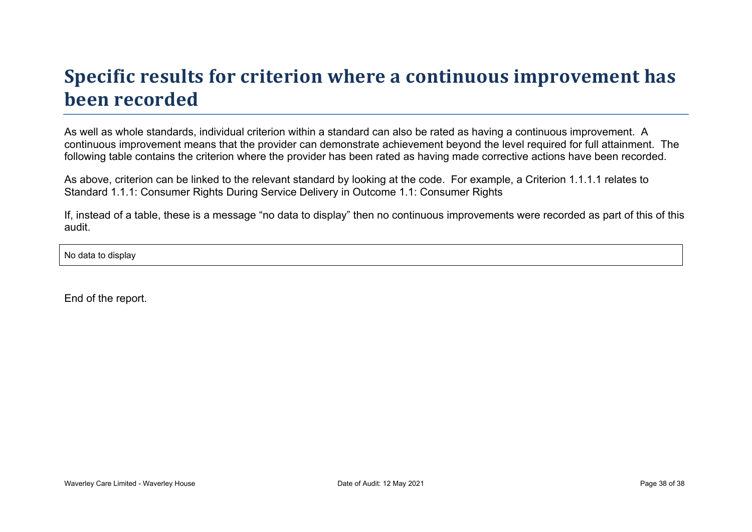# Specific results for criterion where a continuous improvement has been recorded

As well as whole standards, individual criterion within a standard can also be rated as having a continuous improvement.  A continuous improvement means that the provider can demonstrate achievement beyond the level required for full attainment.  The following table contains the criterion where the provider has been rated as having made corrective actions have been recorded.

As above, criterion can be linked to the relevant standard by looking at the code.  For example, a Criterion 1.1.1.1 relates to Standard 1.1.1: Consumer Rights During Service Delivery in Outcome 1.1: Consumer Rights

If, instead of a table, these is a message “no data to display” then no continuous improvements were recorded as part of this of this audit.

| |
|---|
| No data to display |

End of the report.